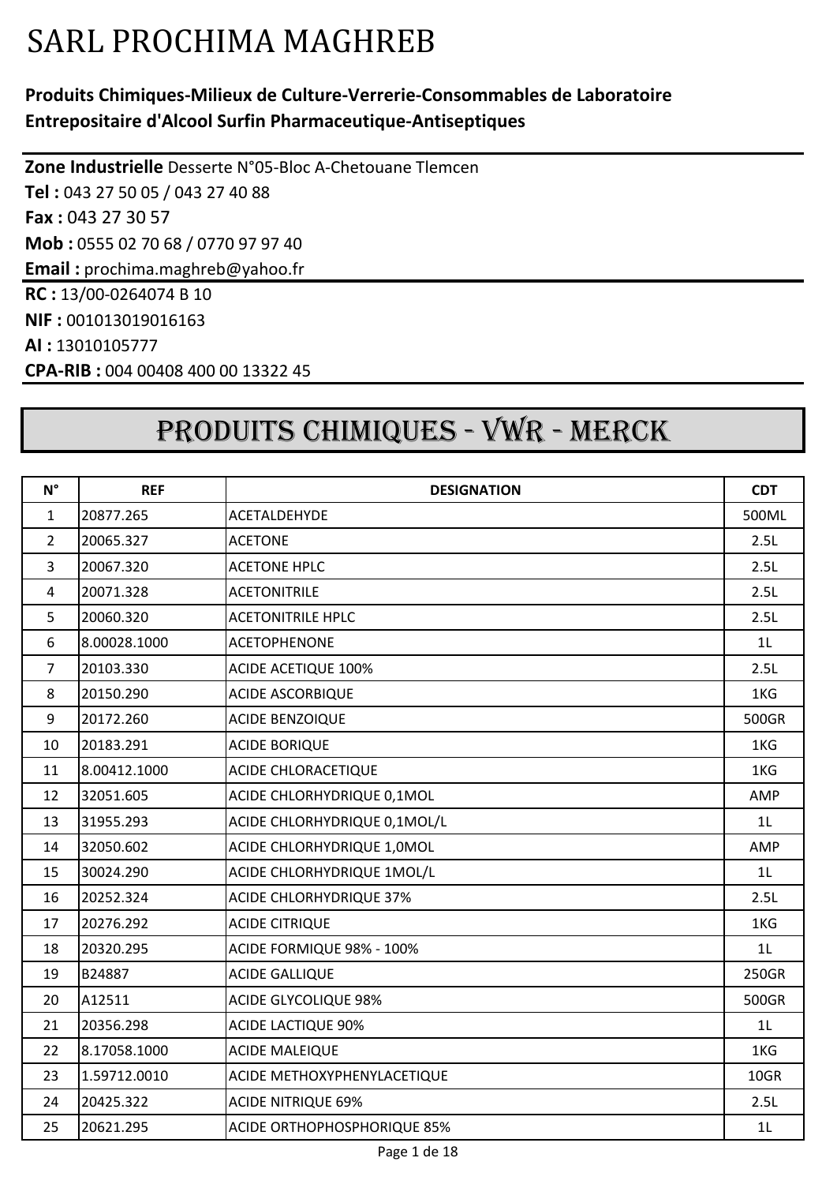# SARL PROCHIMA MAGHREB

**Produits Chimiques-Milieux de Culture-Verrerie-Consommables de Laboratoire**
**Entrepositaire d'Alcool Surfin Pharmaceutique-Antiseptiques**

**Zone Industrielle** Desserte N°05-Bloc A-Chetouane Tlemcen
**Tel :** 043 27 50 05 / 043 27 40 88
**Fax :** 043 27 30 57
**Mob :** 0555 02 70 68 / 0770 97 97 40
**Email :** prochima.maghreb@yahoo.fr

**RC :** 13/00-0264074 B 10
**NIF :** 001013019016163
**AI :** 13010105777
**CPA-RIB :** 004 00408 400 00 13322 45

## PRODUITS CHIMIQUES - VWR - MERCK

| N° | REF | DESIGNATION | CDT |
|---|---|---|---|
| 1 | 20877.265 | ACETALDEHYDE | 500ML |
| 2 | 20065.327 | ACETONE | 2.5L |
| 3 | 20067.320 | ACETONE HPLC | 2.5L |
| 4 | 20071.328 | ACETONITRILE | 2.5L |
| 5 | 20060.320 | ACETONITRILE HPLC | 2.5L |
| 6 | 8.00028.1000 | ACETOPHENONE | 1L |
| 7 | 20103.330 | ACIDE ACETIQUE 100% | 2.5L |
| 8 | 20150.290 | ACIDE ASCORBIQUE | 1KG |
| 9 | 20172.260 | ACIDE BENZOIQUE | 500GR |
| 10 | 20183.291 | ACIDE BORIQUE | 1KG |
| 11 | 8.00412.1000 | ACIDE CHLORACETIQUE | 1KG |
| 12 | 32051.605 | ACIDE CHLORHYDRIQUE 0,1MOL | AMP |
| 13 | 31955.293 | ACIDE CHLORHYDRIQUE 0,1MOL/L | 1L |
| 14 | 32050.602 | ACIDE CHLORHYDRIQUE 1,0MOL | AMP |
| 15 | 30024.290 | ACIDE CHLORHYDRIQUE 1MOL/L | 1L |
| 16 | 20252.324 | ACIDE CHLORHYDRIQUE 37% | 2.5L |
| 17 | 20276.292 | ACIDE CITRIQUE | 1KG |
| 18 | 20320.295 | ACIDE FORMIQUE 98% - 100% | 1L |
| 19 | B24887 | ACIDE GALLIQUE | 250GR |
| 20 | A12511 | ACIDE GLYCOLIQUE 98% | 500GR |
| 21 | 20356.298 | ACIDE LACTIQUE 90% | 1L |
| 22 | 8.17058.1000 | ACIDE MALEIQUE | 1KG |
| 23 | 1.59712.0010 | ACIDE METHOXYPHENYLACETIQUE | 10GR |
| 24 | 20425.322 | ACIDE NITRIQUE 69% | 2.5L |
| 25 | 20621.295 | ACIDE ORTHOPHOSPHORIQUE 85% | 1L |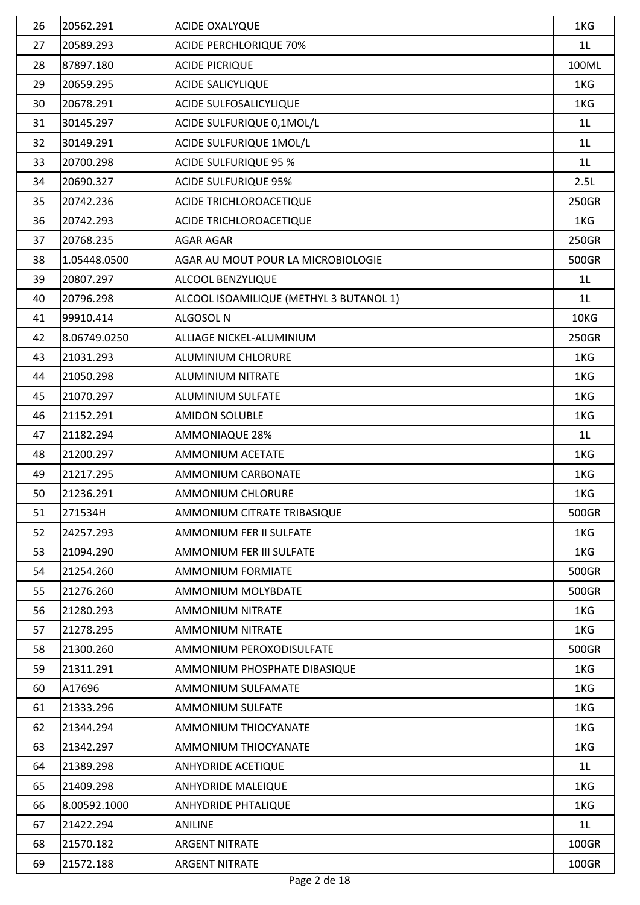| 26 | 20562.291 | ACIDE OXALYQUE | 1KG |
|---|---|---|---|
| 27 | 20589.293 | ACIDE PERCHLORIQUE 70% | 1L |
| 28 | 87897.180 | ACIDE PICRIQUE | 100ML |
| 29 | 20659.295 | ACIDE SALICYLIQUE | 1KG |
| 30 | 20678.291 | ACIDE SULFOSALICYLIQUE | 1KG |
| 31 | 30145.297 | ACIDE SULFURIQUE 0,1MOL/L | 1L |
| 32 | 30149.291 | ACIDE SULFURIQUE 1MOL/L | 1L |
| 33 | 20700.298 | ACIDE SULFURIQUE 95 % | 1L |
| 34 | 20690.327 | ACIDE SULFURIQUE 95% | 2.5L |
| 35 | 20742.236 | ACIDE TRICHLOROACETIQUE | 250GR |
| 36 | 20742.293 | ACIDE TRICHLOROACETIQUE | 1KG |
| 37 | 20768.235 | AGAR AGAR | 250GR |
| 38 | 1.05448.0500 | AGAR AU MOUT POUR LA MICROBIOLOGIE | 500GR |
| 39 | 20807.297 | ALCOOL BENZYLIQUE | 1L |
| 40 | 20796.298 | ALCOOL ISOAMILIQUE (METHYL 3 BUTANOL 1) | 1L |
| 41 | 99910.414 | ALGOSOL N | 10KG |
| 42 | 8.06749.0250 | ALLIAGE NICKEL-ALUMINIUM | 250GR |
| 43 | 21031.293 | ALUMINIUM CHLORURE | 1KG |
| 44 | 21050.298 | ALUMINIUM NITRATE | 1KG |
| 45 | 21070.297 | ALUMINIUM SULFATE | 1KG |
| 46 | 21152.291 | AMIDON SOLUBLE | 1KG |
| 47 | 21182.294 | AMMONIAQUE 28% | 1L |
| 48 | 21200.297 | AMMONIUM ACETATE | 1KG |
| 49 | 21217.295 | AMMONIUM CARBONATE | 1KG |
| 50 | 21236.291 | AMMONIUM CHLORURE | 1KG |
| 51 | 271534H | AMMONIUM CITRATE TRIBASIQUE | 500GR |
| 52 | 24257.293 | AMMONIUM FER II SULFATE | 1KG |
| 53 | 21094.290 | AMMONIUM FER III SULFATE | 1KG |
| 54 | 21254.260 | AMMONIUM FORMIATE | 500GR |
| 55 | 21276.260 | AMMONIUM MOLYBDATE | 500GR |
| 56 | 21280.293 | AMMONIUM NITRATE | 1KG |
| 57 | 21278.295 | AMMONIUM NITRATE | 1KG |
| 58 | 21300.260 | AMMONIUM PEROXODISULFATE | 500GR |
| 59 | 21311.291 | AMMONIUM PHOSPHATE DIBASIQUE | 1KG |
| 60 | A17696 | AMMONIUM SULFAMATE | 1KG |
| 61 | 21333.296 | AMMONIUM SULFATE | 1KG |
| 62 | 21344.294 | AMMONIUM THIOCYANATE | 1KG |
| 63 | 21342.297 | AMMONIUM THIOCYANATE | 1KG |
| 64 | 21389.298 | ANHYDRIDE ACETIQUE | 1L |
| 65 | 21409.298 | ANHYDRIDE MALEIQUE | 1KG |
| 66 | 8.00592.1000 | ANHYDRIDE PHTALIQUE | 1KG |
| 67 | 21422.294 | ANILINE | 1L |
| 68 | 21570.182 | ARGENT NITRATE | 100GR |
| 69 | 21572.188 | ARGENT NITRATE | 100GR |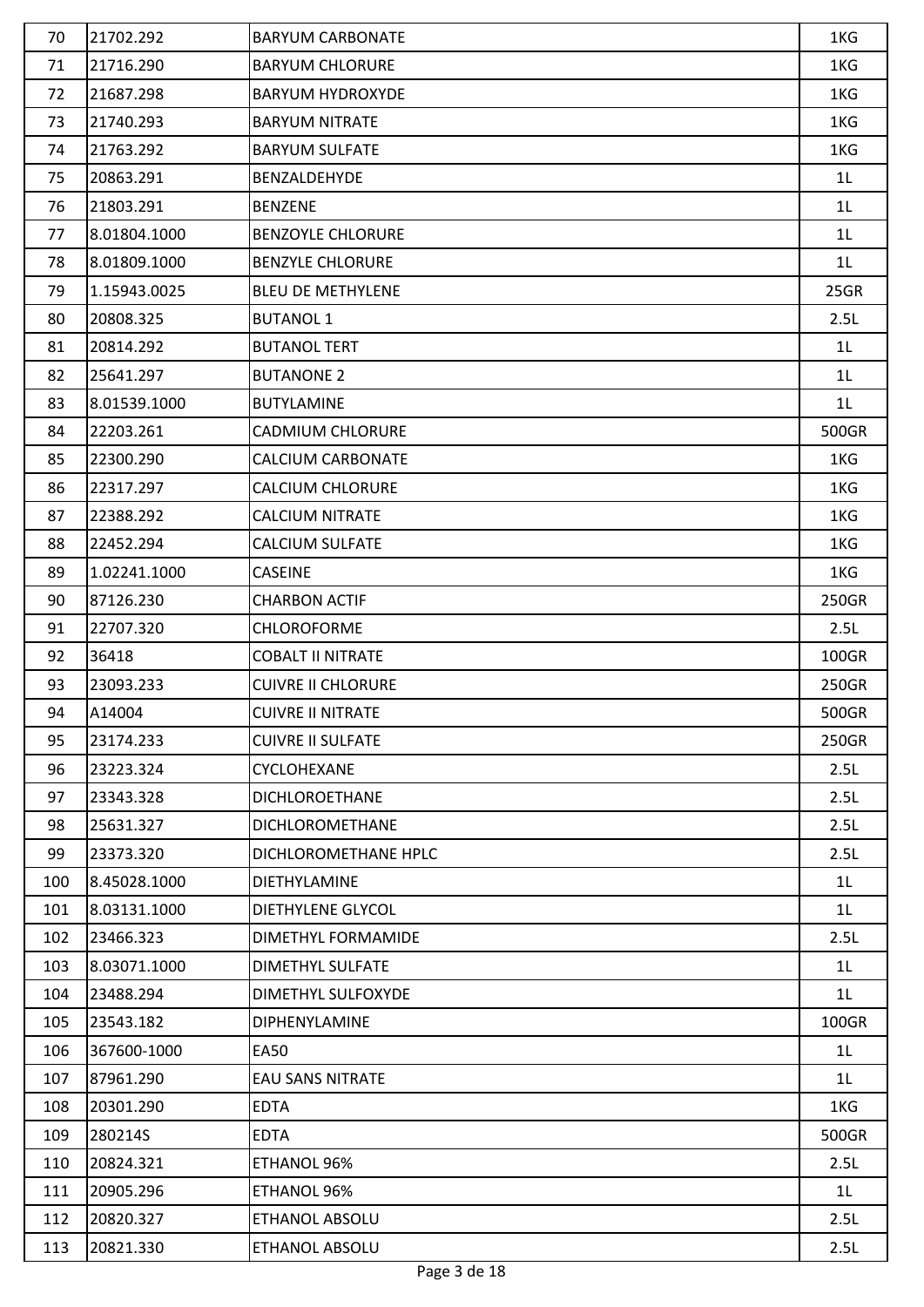| 70 | 21702.292 | BARYUM CARBONATE | 1KG |
|---|---|---|---|
| 71 | 21716.290 | BARYUM CHLORURE | 1KG |
| 72 | 21687.298 | BARYUM HYDROXYDE | 1KG |
| 73 | 21740.293 | BARYUM NITRATE | 1KG |
| 74 | 21763.292 | BARYUM SULFATE | 1KG |
| 75 | 20863.291 | BENZALDEHYDE | 1L |
| 76 | 21803.291 | BENZENE | 1L |
| 77 | 8.01804.1000 | BENZOYLE CHLORURE | 1L |
| 78 | 8.01809.1000 | BENZYLE CHLORURE | 1L |
| 79 | 1.15943.0025 | BLEU DE METHYLENE | 25GR |
| 80 | 20808.325 | BUTANOL 1 | 2.5L |
| 81 | 20814.292 | BUTANOL TERT | 1L |
| 82 | 25641.297 | BUTANONE 2 | 1L |
| 83 | 8.01539.1000 | BUTYLAMINE | 1L |
| 84 | 22203.261 | CADMIUM CHLORURE | 500GR |
| 85 | 22300.290 | CALCIUM CARBONATE | 1KG |
| 86 | 22317.297 | CALCIUM CHLORURE | 1KG |
| 87 | 22388.292 | CALCIUM NITRATE | 1KG |
| 88 | 22452.294 | CALCIUM SULFATE | 1KG |
| 89 | 1.02241.1000 | CASEINE | 1KG |
| 90 | 87126.230 | CHARBON ACTIF | 250GR |
| 91 | 22707.320 | CHLOROFORME | 2.5L |
| 92 | 36418 | COBALT II NITRATE | 100GR |
| 93 | 23093.233 | CUIVRE II CHLORURE | 250GR |
| 94 | A14004 | CUIVRE II NITRATE | 500GR |
| 95 | 23174.233 | CUIVRE II SULFATE | 250GR |
| 96 | 23223.324 | CYCLOHEXANE | 2.5L |
| 97 | 23343.328 | DICHLOROETHANE | 2.5L |
| 98 | 25631.327 | DICHLOROMETHANE | 2.5L |
| 99 | 23373.320 | DICHLOROMETHANE HPLC | 2.5L |
| 100 | 8.45028.1000 | DIETHYLAMINE | 1L |
| 101 | 8.03131.1000 | DIETHYLENE GLYCOL | 1L |
| 102 | 23466.323 | DIMETHYL FORMAMIDE | 2.5L |
| 103 | 8.03071.1000 | DIMETHYL SULFATE | 1L |
| 104 | 23488.294 | DIMETHYL SULFOXYDE | 1L |
| 105 | 23543.182 | DIPHENYLAMINE | 100GR |
| 106 | 367600-1000 | EA50 | 1L |
| 107 | 87961.290 | EAU SANS NITRATE | 1L |
| 108 | 20301.290 | EDTA | 1KG |
| 109 | 280214S | EDTA | 500GR |
| 110 | 20824.321 | ETHANOL 96% | 2.5L |
| 111 | 20905.296 | ETHANOL 96% | 1L |
| 112 | 20820.327 | ETHANOL ABSOLU | 2.5L |
| 113 | 20821.330 | ETHANOL ABSOLU | 2.5L |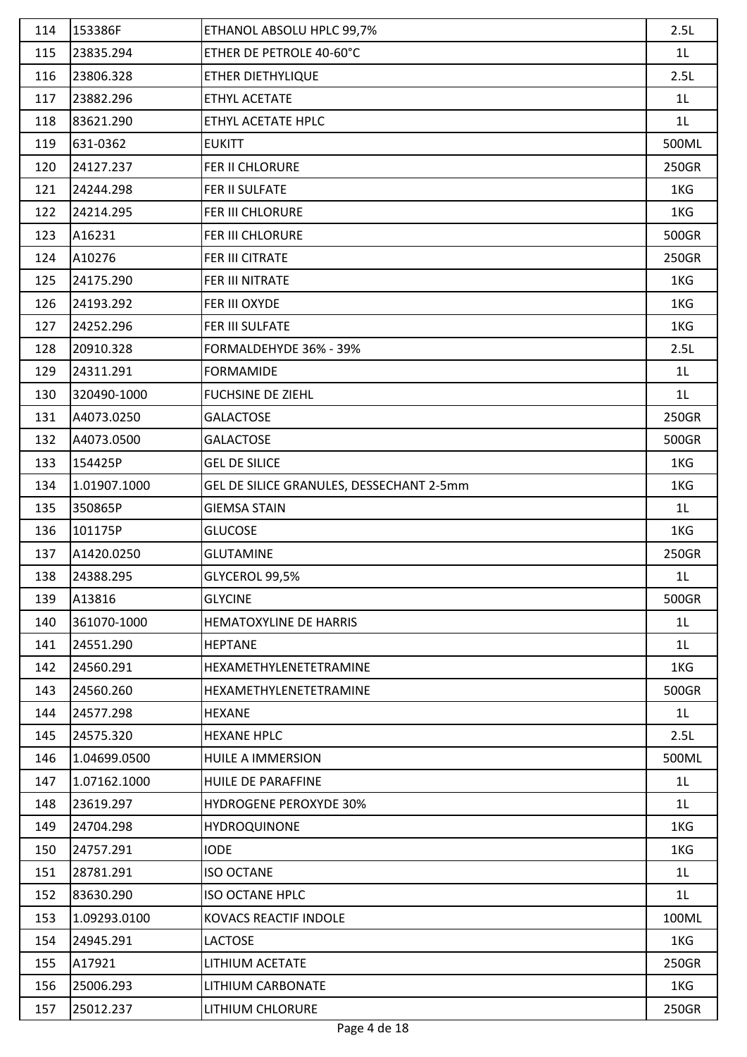| 114 | 153386F | ETHANOL ABSOLU HPLC 99,7% | 2.5L |
|---|---|---|---|
| 115 | 23835.294 | ETHER DE PETROLE 40-60°C | 1L |
| 116 | 23806.328 | ETHER DIETHYLIQUE | 2.5L |
| 117 | 23882.296 | ETHYL ACETATE | 1L |
| 118 | 83621.290 | ETHYL ACETATE HPLC | 1L |
| 119 | 631-0362 | EUKITT | 500ML |
| 120 | 24127.237 | FER II CHLORURE | 250GR |
| 121 | 24244.298 | FER II SULFATE | 1KG |
| 122 | 24214.295 | FER III CHLORURE | 1KG |
| 123 | A16231 | FER III CHLORURE | 500GR |
| 124 | A10276 | FER III CITRATE | 250GR |
| 125 | 24175.290 | FER III NITRATE | 1KG |
| 126 | 24193.292 | FER III OXYDE | 1KG |
| 127 | 24252.296 | FER III SULFATE | 1KG |
| 128 | 20910.328 | FORMALDEHYDE 36% - 39% | 2.5L |
| 129 | 24311.291 | FORMAMIDE | 1L |
| 130 | 320490-1000 | FUCHSINE DE ZIEHL | 1L |
| 131 | A4073.0250 | GALACTOSE | 250GR |
| 132 | A4073.0500 | GALACTOSE | 500GR |
| 133 | 154425P | GEL DE SILICE | 1KG |
| 134 | 1.01907.1000 | GEL DE SILICE GRANULES, DESSECHANT 2-5mm | 1KG |
| 135 | 350865P | GIEMSA STAIN | 1L |
| 136 | 101175P | GLUCOSE | 1KG |
| 137 | A1420.0250 | GLUTAMINE | 250GR |
| 138 | 24388.295 | GLYCEROL 99,5% | 1L |
| 139 | A13816 | GLYCINE | 500GR |
| 140 | 361070-1000 | HEMATOXYLINE DE HARRIS | 1L |
| 141 | 24551.290 | HEPTANE | 1L |
| 142 | 24560.291 | HEXAMETHYLENETETRAMINE | 1KG |
| 143 | 24560.260 | HEXAMETHYLENETETRAMINE | 500GR |
| 144 | 24577.298 | HEXANE | 1L |
| 145 | 24575.320 | HEXANE HPLC | 2.5L |
| 146 | 1.04699.0500 | HUILE A IMMERSION | 500ML |
| 147 | 1.07162.1000 | HUILE DE PARAFFINE | 1L |
| 148 | 23619.297 | HYDROGENE PEROXYDE 30% | 1L |
| 149 | 24704.298 | HYDROQUINONE | 1KG |
| 150 | 24757.291 | IODE | 1KG |
| 151 | 28781.291 | ISO OCTANE | 1L |
| 152 | 83630.290 | ISO OCTANE HPLC | 1L |
| 153 | 1.09293.0100 | KOVACS REACTIF INDOLE | 100ML |
| 154 | 24945.291 | LACTOSE | 1KG |
| 155 | A17921 | LITHIUM ACETATE | 250GR |
| 156 | 25006.293 | LITHIUM CARBONATE | 1KG |
| 157 | 25012.237 | LITHIUM CHLORURE | 250GR |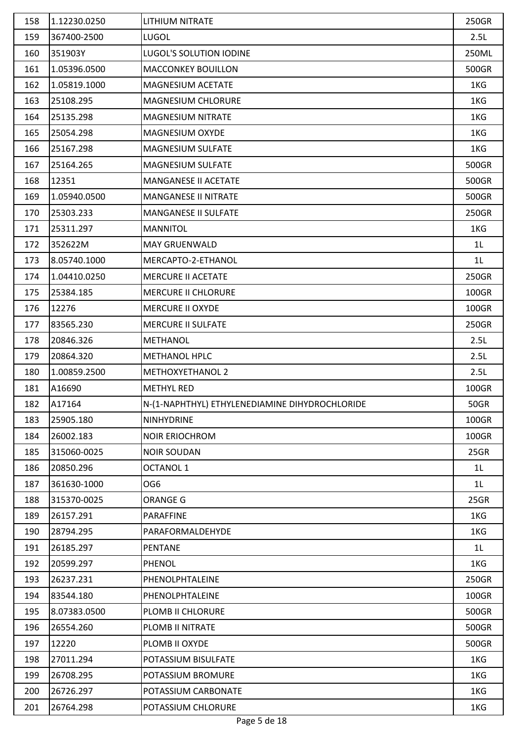| 158 | 1.12230.0250 | LITHIUM NITRATE | 250GR |
|---|---|---|---|
| 159 | 367400-2500 | LUGOL | 2.5L |
| 160 | 351903Y | LUGOL'S SOLUTION IODINE | 250ML |
| 161 | 1.05396.0500 | MACCONKEY BOUILLON | 500GR |
| 162 | 1.05819.1000 | MAGNESIUM ACETATE | 1KG |
| 163 | 25108.295 | MAGNESIUM CHLORURE | 1KG |
| 164 | 25135.298 | MAGNESIUM NITRATE | 1KG |
| 165 | 25054.298 | MAGNESIUM OXYDE | 1KG |
| 166 | 25167.298 | MAGNESIUM SULFATE | 1KG |
| 167 | 25164.265 | MAGNESIUM SULFATE | 500GR |
| 168 | 12351 | MANGANESE II ACETATE | 500GR |
| 169 | 1.05940.0500 | MANGANESE II NITRATE | 500GR |
| 170 | 25303.233 | MANGANESE II SULFATE | 250GR |
| 171 | 25311.297 | MANNITOL | 1KG |
| 172 | 352622M | MAY GRUENWALD | 1L |
| 173 | 8.05740.1000 | MERCAPTO-2-ETHANOL | 1L |
| 174 | 1.04410.0250 | MERCURE II ACETATE | 250GR |
| 175 | 25384.185 | MERCURE II CHLORURE | 100GR |
| 176 | 12276 | MERCURE II OXYDE | 100GR |
| 177 | 83565.230 | MERCURE II SULFATE | 250GR |
| 178 | 20846.326 | METHANOL | 2.5L |
| 179 | 20864.320 | METHANOL HPLC | 2.5L |
| 180 | 1.00859.2500 | METHOXYETHANOL 2 | 2.5L |
| 181 | A16690 | METHYL RED | 100GR |
| 182 | A17164 | N-(1-NAPHTHYL) ETHYLENEDIAMINE DIHYDROCHLORIDE | 50GR |
| 183 | 25905.180 | NINHYDRINE | 100GR |
| 184 | 26002.183 | NOIR ERIOCHROM | 100GR |
| 185 | 315060-0025 | NOIR SOUDAN | 25GR |
| 186 | 20850.296 | OCTANOL 1 | 1L |
| 187 | 361630-1000 | OG6 | 1L |
| 188 | 315370-0025 | ORANGE G | 25GR |
| 189 | 26157.291 | PARAFFINE | 1KG |
| 190 | 28794.295 | PARAFORMALDEHYDE | 1KG |
| 191 | 26185.297 | PENTANE | 1L |
| 192 | 20599.297 | PHENOL | 1KG |
| 193 | 26237.231 | PHENOLPHTALEINE | 250GR |
| 194 | 83544.180 | PHENOLPHTALEINE | 100GR |
| 195 | 8.07383.0500 | PLOMB II CHLORURE | 500GR |
| 196 | 26554.260 | PLOMB II NITRATE | 500GR |
| 197 | 12220 | PLOMB II OXYDE | 500GR |
| 198 | 27011.294 | POTASSIUM BISULFATE | 1KG |
| 199 | 26708.295 | POTASSIUM BROMURE | 1KG |
| 200 | 26726.297 | POTASSIUM CARBONATE | 1KG |
| 201 | 26764.298 | POTASSIUM CHLORURE | 1KG |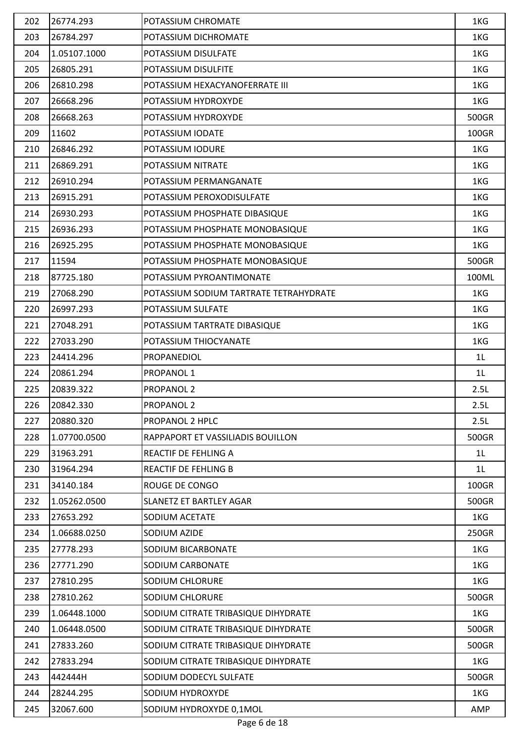| 202 | 26774.293 | POTASSIUM CHROMATE | 1KG |
|---|---|---|---|
| 203 | 26784.297 | POTASSIUM DICHROMATE | 1KG |
| 204 | 1.05107.1000 | POTASSIUM DISULFATE | 1KG |
| 205 | 26805.291 | POTASSIUM DISULFITE | 1KG |
| 206 | 26810.298 | POTASSIUM HEXACYANOFERRATE III | 1KG |
| 207 | 26668.296 | POTASSIUM HYDROXYDE | 1KG |
| 208 | 26668.263 | POTASSIUM HYDROXYDE | 500GR |
| 209 | 11602 | POTASSIUM IODATE | 100GR |
| 210 | 26846.292 | POTASSIUM IODURE | 1KG |
| 211 | 26869.291 | POTASSIUM NITRATE | 1KG |
| 212 | 26910.294 | POTASSIUM PERMANGANATE | 1KG |
| 213 | 26915.291 | POTASSIUM PEROXODISULFATE | 1KG |
| 214 | 26930.293 | POTASSIUM PHOSPHATE DIBASIQUE | 1KG |
| 215 | 26936.293 | POTASSIUM PHOSPHATE MONOBASIQUE | 1KG |
| 216 | 26925.295 | POTASSIUM PHOSPHATE MONOBASIQUE | 1KG |
| 217 | 11594 | POTASSIUM PHOSPHATE MONOBASIQUE | 500GR |
| 218 | 87725.180 | POTASSIUM PYROANTIMONATE | 100ML |
| 219 | 27068.290 | POTASSIUM SODIUM TARTRATE TETRAHYDRATE | 1KG |
| 220 | 26997.293 | POTASSIUM SULFATE | 1KG |
| 221 | 27048.291 | POTASSIUM TARTRATE DIBASIQUE | 1KG |
| 222 | 27033.290 | POTASSIUM THIOCYANATE | 1KG |
| 223 | 24414.296 | PROPANEDIOL | 1L |
| 224 | 20861.294 | PROPANOL 1 | 1L |
| 225 | 20839.322 | PROPANOL 2 | 2.5L |
| 226 | 20842.330 | PROPANOL 2 | 2.5L |
| 227 | 20880.320 | PROPANOL 2 HPLC | 2.5L |
| 228 | 1.07700.0500 | RAPPAPORT ET VASSILIADIS BOUILLON | 500GR |
| 229 | 31963.291 | REACTIF DE FEHLING A | 1L |
| 230 | 31964.294 | REACTIF DE FEHLING B | 1L |
| 231 | 34140.184 | ROUGE DE CONGO | 100GR |
| 232 | 1.05262.0500 | SLANETZ ET BARTLEY AGAR | 500GR |
| 233 | 27653.292 | SODIUM ACETATE | 1KG |
| 234 | 1.06688.0250 | SODIUM AZIDE | 250GR |
| 235 | 27778.293 | SODIUM BICARBONATE | 1KG |
| 236 | 27771.290 | SODIUM CARBONATE | 1KG |
| 237 | 27810.295 | SODIUM CHLORURE | 1KG |
| 238 | 27810.262 | SODIUM CHLORURE | 500GR |
| 239 | 1.06448.1000 | SODIUM CITRATE TRIBASIQUE DIHYDRATE | 1KG |
| 240 | 1.06448.0500 | SODIUM CITRATE TRIBASIQUE DIHYDRATE | 500GR |
| 241 | 27833.260 | SODIUM CITRATE TRIBASIQUE DIHYDRATE | 500GR |
| 242 | 27833.294 | SODIUM CITRATE TRIBASIQUE DIHYDRATE | 1KG |
| 243 | 442444H | SODIUM DODECYL SULFATE | 500GR |
| 244 | 28244.295 | SODIUM HYDROXYDE | 1KG |
| 245 | 32067.600 | SODIUM HYDROXYDE 0,1MOL | AMP |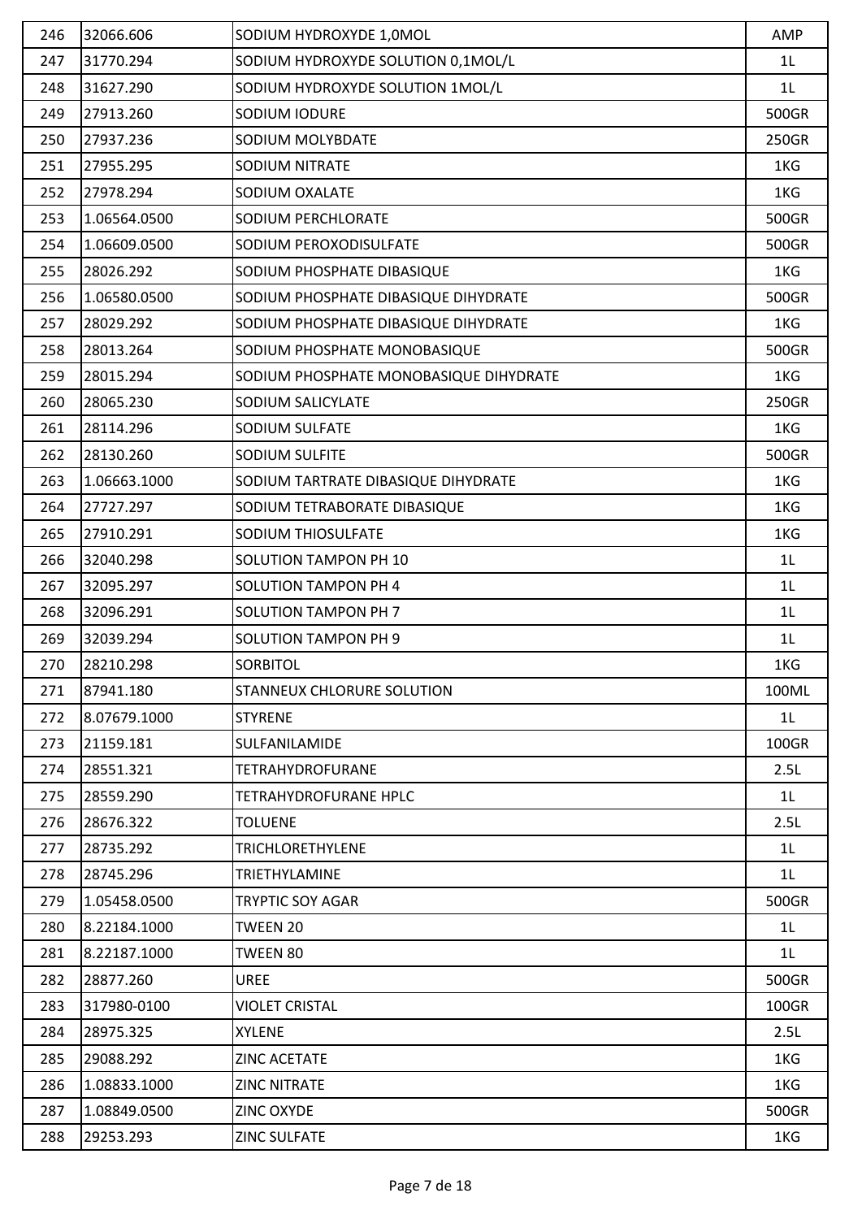| 246 | 32066.606 | SODIUM HYDROXYDE 1,0MOL | AMP |
|---|---|---|---|
| 247 | 31770.294 | SODIUM HYDROXYDE SOLUTION 0,1MOL/L | 1L |
| 248 | 31627.290 | SODIUM HYDROXYDE SOLUTION 1MOL/L | 1L |
| 249 | 27913.260 | SODIUM IODURE | 500GR |
| 250 | 27937.236 | SODIUM MOLYBDATE | 250GR |
| 251 | 27955.295 | SODIUM NITRATE | 1KG |
| 252 | 27978.294 | SODIUM OXALATE | 1KG |
| 253 | 1.06564.0500 | SODIUM PERCHLORATE | 500GR |
| 254 | 1.06609.0500 | SODIUM PEROXODISULFATE | 500GR |
| 255 | 28026.292 | SODIUM PHOSPHATE DIBASIQUE | 1KG |
| 256 | 1.06580.0500 | SODIUM PHOSPHATE DIBASIQUE DIHYDRATE | 500GR |
| 257 | 28029.292 | SODIUM PHOSPHATE DIBASIQUE DIHYDRATE | 1KG |
| 258 | 28013.264 | SODIUM PHOSPHATE MONOBASIQUE | 500GR |
| 259 | 28015.294 | SODIUM PHOSPHATE MONOBASIQUE DIHYDRATE | 1KG |
| 260 | 28065.230 | SODIUM SALICYLATE | 250GR |
| 261 | 28114.296 | SODIUM SULFATE | 1KG |
| 262 | 28130.260 | SODIUM SULFITE | 500GR |
| 263 | 1.06663.1000 | SODIUM TARTRATE DIBASIQUE DIHYDRATE | 1KG |
| 264 | 27727.297 | SODIUM TETRABORATE DIBASIQUE | 1KG |
| 265 | 27910.291 | SODIUM THIOSULFATE | 1KG |
| 266 | 32040.298 | SOLUTION TAMPON PH 10 | 1L |
| 267 | 32095.297 | SOLUTION TAMPON PH 4 | 1L |
| 268 | 32096.291 | SOLUTION TAMPON PH 7 | 1L |
| 269 | 32039.294 | SOLUTION TAMPON PH 9 | 1L |
| 270 | 28210.298 | SORBITOL | 1KG |
| 271 | 87941.180 | STANNEUX CHLORURE SOLUTION | 100ML |
| 272 | 8.07679.1000 | STYRENE | 1L |
| 273 | 21159.181 | SULFANILAMIDE | 100GR |
| 274 | 28551.321 | TETRAHYDROFURANE | 2.5L |
| 275 | 28559.290 | TETRAHYDROFURANE HPLC | 1L |
| 276 | 28676.322 | TOLUENE | 2.5L |
| 277 | 28735.292 | TRICHLORETHYLENE | 1L |
| 278 | 28745.296 | TRIETHYLAMINE | 1L |
| 279 | 1.05458.0500 | TRYPTIC SOY AGAR | 500GR |
| 280 | 8.22184.1000 | TWEEN 20 | 1L |
| 281 | 8.22187.1000 | TWEEN 80 | 1L |
| 282 | 28877.260 | UREE | 500GR |
| 283 | 317980-0100 | VIOLET CRISTAL | 100GR |
| 284 | 28975.325 | XYLENE | 2.5L |
| 285 | 29088.292 | ZINC ACETATE | 1KG |
| 286 | 1.08833.1000 | ZINC NITRATE | 1KG |
| 287 | 1.08849.0500 | ZINC OXYDE | 500GR |
| 288 | 29253.293 | ZINC SULFATE | 1KG |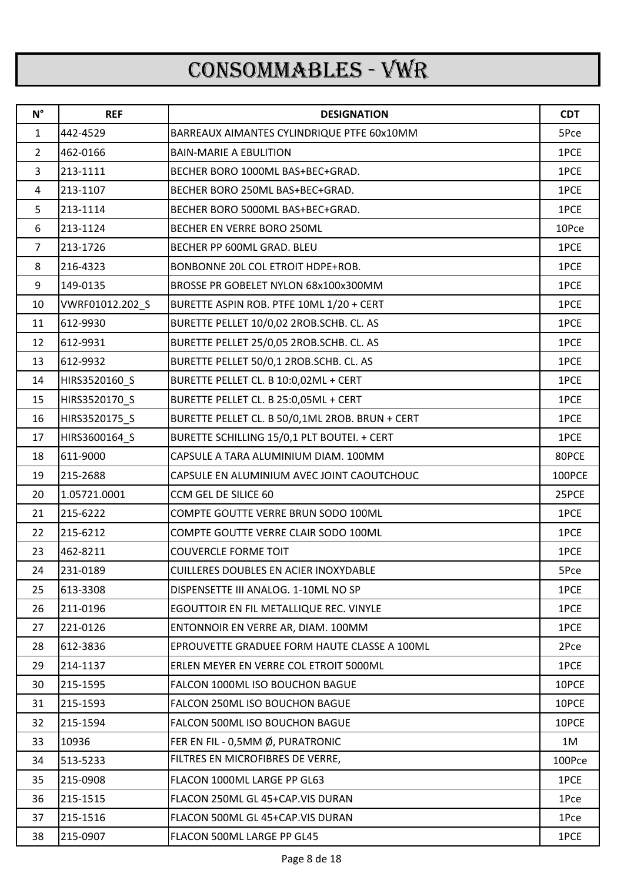# CONSOMMABLES - VWR

| N° | REF | DESIGNATION | CDT |
|---|---|---|---|
| 1 | 442-4529 | BARREAUX AIMANTES CYLINDRIQUE PTFE 60x10MM | 5Pce |
| 2 | 462-0166 | BAIN-MARIE A EBULITION | 1PCE |
| 3 | 213-1111 | BECHER BORO 1000ML BAS+BEC+GRAD. | 1PCE |
| 4 | 213-1107 | BECHER BORO 250ML BAS+BEC+GRAD. | 1PCE |
| 5 | 213-1114 | BECHER BORO 5000ML BAS+BEC+GRAD. | 1PCE |
| 6 | 213-1124 | BECHER EN VERRE BORO 250ML | 10Pce |
| 7 | 213-1726 | BECHER PP 600ML GRAD. BLEU | 1PCE |
| 8 | 216-4323 | BONBONNE 20L COL ETROIT HDPE+ROB. | 1PCE |
| 9 | 149-0135 | BROSSE PR GOBELET NYLON 68x100x300MM | 1PCE |
| 10 | VWRF01012.202_S | BURETTE ASPIN ROB. PTFE 10ML 1/20 + CERT | 1PCE |
| 11 | 612-9930 | BURETTE PELLET 10/0,02 2ROB.SCHB. CL. AS | 1PCE |
| 12 | 612-9931 | BURETTE PELLET 25/0,05 2ROB.SCHB. CL. AS | 1PCE |
| 13 | 612-9932 | BURETTE PELLET 50/0,1 2ROB.SCHB. CL. AS | 1PCE |
| 14 | HIRS3520160_S | BURETTE PELLET CL. B 10:0,02ML + CERT | 1PCE |
| 15 | HIRS3520170_S | BURETTE PELLET CL. B 25:0,05ML + CERT | 1PCE |
| 16 | HIRS3520175_S | BURETTE PELLET CL. B 50/0,1ML 2ROB. BRUN + CERT | 1PCE |
| 17 | HIRS3600164_S | BURETTE SCHILLING 15/0,1 PLT BOUTEI. + CERT | 1PCE |
| 18 | 611-9000 | CAPSULE A TARA ALUMINIUM DIAM. 100MM | 80PCE |
| 19 | 215-2688 | CAPSULE EN ALUMINIUM AVEC JOINT CAOUTCHOUC | 100PCE |
| 20 | 1.05721.0001 | CCM GEL DE SILICE 60 | 25PCE |
| 21 | 215-6222 | COMPTE GOUTTE VERRE BRUN SODO 100ML | 1PCE |
| 22 | 215-6212 | COMPTE GOUTTE VERRE CLAIR SODO 100ML | 1PCE |
| 23 | 462-8211 | COUVERCLE FORME TOIT | 1PCE |
| 24 | 231-0189 | CUILLERES DOUBLES EN ACIER INOXYDABLE | 5Pce |
| 25 | 613-3308 | DISPENSETTE III ANALOG. 1-10ML NO SP | 1PCE |
| 26 | 211-0196 | EGOUTTOIR EN FIL METALLIQUE REC. VINYLE | 1PCE |
| 27 | 221-0126 | ENTONNOIR EN VERRE AR, DIAM. 100MM | 1PCE |
| 28 | 612-3836 | EPROUVETTE GRADUEE FORM HAUTE CLASSE A 100ML | 2Pce |
| 29 | 214-1137 | ERLEN MEYER EN VERRE COL ETROIT 5000ML | 1PCE |
| 30 | 215-1595 | FALCON 1000ML ISO BOUCHON BAGUE | 10PCE |
| 31 | 215-1593 | FALCON 250ML ISO BOUCHON BAGUE | 10PCE |
| 32 | 215-1594 | FALCON 500ML ISO BOUCHON BAGUE | 10PCE |
| 33 | 10936 | FER EN FIL - 0,5MM Ø, PURATRONIC | 1M |
| 34 | 513-5233 | FILTRES EN MICROFIBRES DE VERRE, | 100Pce |
| 35 | 215-0908 | FLACON 1000ML LARGE PP GL63 | 1PCE |
| 36 | 215-1515 | FLACON 250ML GL 45+CAP.VIS DURAN | 1Pce |
| 37 | 215-1516 | FLACON 500ML GL 45+CAP.VIS DURAN | 1Pce |
| 38 | 215-0907 | FLACON 500ML LARGE PP GL45 | 1PCE |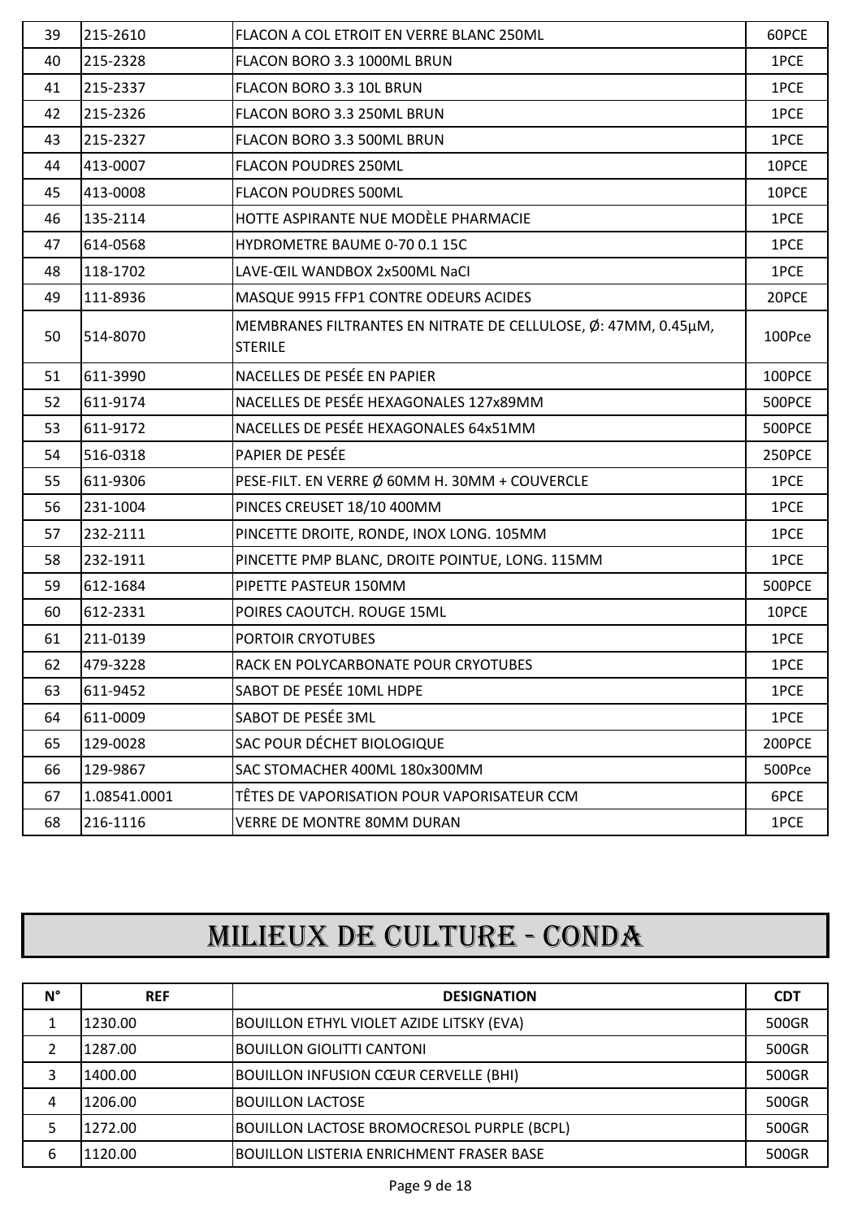| | | | |
|---|---|---|---|
| 39 | 215-2610 | FLACON A COL ETROIT EN VERRE BLANC 250ML | 60PCE |
| 40 | 215-2328 | FLACON BORO 3.3 1000ML BRUN | 1PCE |
| 41 | 215-2337 | FLACON BORO 3.3 10L BRUN | 1PCE |
| 42 | 215-2326 | FLACON BORO 3.3 250ML BRUN | 1PCE |
| 43 | 215-2327 | FLACON BORO 3.3 500ML BRUN | 1PCE |
| 44 | 413-0007 | FLACON POUDRES 250ML | 10PCE |
| 45 | 413-0008 | FLACON POUDRES 500ML | 10PCE |
| 46 | 135-2114 | HOTTE ASPIRANTE NUE MODÈLE PHARMACIE | 1PCE |
| 47 | 614-0568 | HYDROMETRE BAUME 0-70 0.1 15C | 1PCE |
| 48 | 118-1702 | LAVE-ŒIL WANDBOX 2x500ML NaCl | 1PCE |
| 49 | 111-8936 | MASQUE 9915 FFP1 CONTRE ODEURS ACIDES | 20PCE |
| 50 | 514-8070 | MEMBRANES FILTRANTES EN NITRATE DE CELLULOSE, Ø: 47MM, 0.45µM, STERILE | 100Pce |
| 51 | 611-3990 | NACELLES DE PESÉE EN PAPIER | 100PCE |
| 52 | 611-9174 | NACELLES DE PESÉE HEXAGONALES 127x89MM | 500PCE |
| 53 | 611-9172 | NACELLES DE PESÉE HEXAGONALES 64x51MM | 500PCE |
| 54 | 516-0318 | PAPIER DE PESÉE | 250PCE |
| 55 | 611-9306 | PESE-FILT. EN VERRE Ø 60MM H. 30MM + COUVERCLE | 1PCE |
| 56 | 231-1004 | PINCES CREUSET 18/10 400MM | 1PCE |
| 57 | 232-2111 | PINCETTE DROITE, RONDE, INOX LONG. 105MM | 1PCE |
| 58 | 232-1911 | PINCETTE PMP BLANC, DROITE POINTUE, LONG. 115MM | 1PCE |
| 59 | 612-1684 | PIPETTE PASTEUR 150MM | 500PCE |
| 60 | 612-2331 | POIRES CAOUTCH. ROUGE 15ML | 10PCE |
| 61 | 211-0139 | PORTOIR CRYOTUBES | 1PCE |
| 62 | 479-3228 | RACK EN POLYCARBONATE POUR CRYOTUBES | 1PCE |
| 63 | 611-9452 | SABOT DE PESÉE 10ML HDPE | 1PCE |
| 64 | 611-0009 | SABOT DE PESÉE 3ML | 1PCE |
| 65 | 129-0028 | SAC POUR DÉCHET BIOLOGIQUE | 200PCE |
| 66 | 129-9867 | SAC STOMACHER 400ML 180x300MM | 500Pce |
| 67 | 1.08541.0001 | TÊTES DE VAPORISATION POUR VAPORISATEUR CCM | 6PCE |
| 68 | 216-1116 | VERRE DE MONTRE 80MM DURAN | 1PCE |

# MILIEUX DE CULTURE - CONDA

| N° | REF | DESIGNATION | CDT |
|---|---|---|---|
| 1 | 1230.00 | BOUILLON ETHYL VIOLET AZIDE LITSKY (EVA) | 500GR |
| 2 | 1287.00 | BOUILLON GIOLITTI CANTONI | 500GR |
| 3 | 1400.00 | BOUILLON INFUSION CŒUR CERVELLE (BHI) | 500GR |
| 4 | 1206.00 | BOUILLON LACTOSE | 500GR |
| 5 | 1272.00 | BOUILLON LACTOSE BROMOCRESOL PURPLE (BCPL) | 500GR |
| 6 | 1120.00 | BOUILLON LISTERIA ENRICHMENT FRASER BASE | 500GR |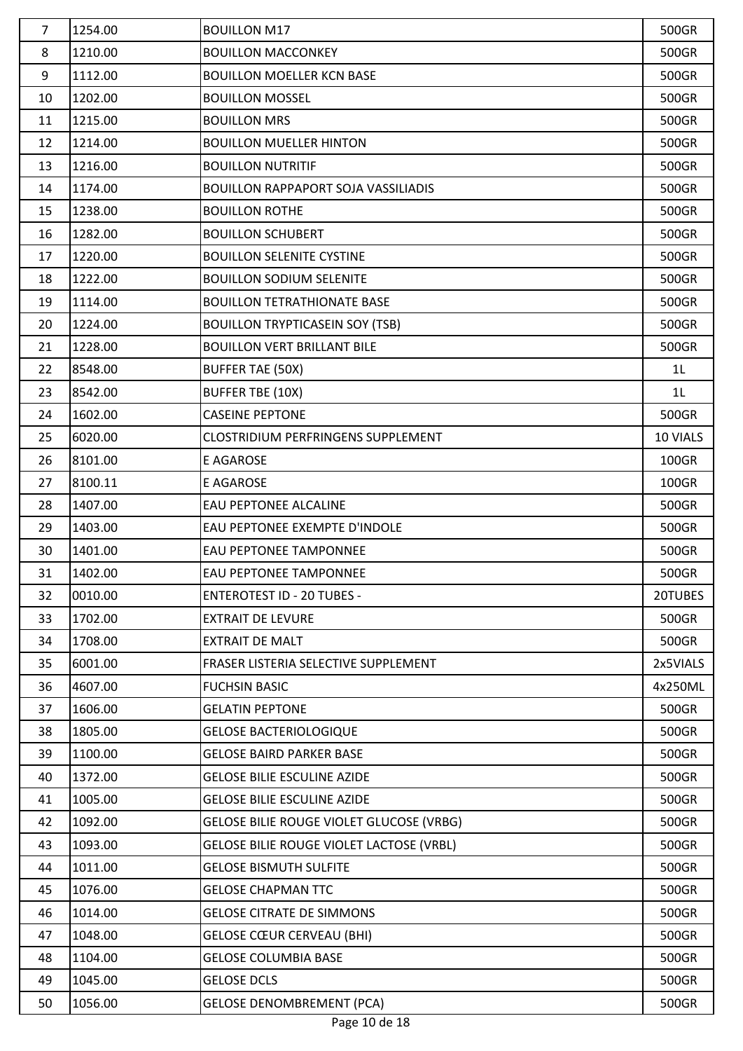| 7 | 1254.00 | BOUILLON M17 | 500GR |
|---|---|---|---|
| 8 | 1210.00 | BOUILLON MACCONKEY | 500GR |
| 9 | 1112.00 | BOUILLON MOELLER KCN BASE | 500GR |
| 10 | 1202.00 | BOUILLON MOSSEL | 500GR |
| 11 | 1215.00 | BOUILLON MRS | 500GR |
| 12 | 1214.00 | BOUILLON MUELLER HINTON | 500GR |
| 13 | 1216.00 | BOUILLON NUTRITIF | 500GR |
| 14 | 1174.00 | BOUILLON RAPPAPORT SOJA VASSILIADIS | 500GR |
| 15 | 1238.00 | BOUILLON ROTHE | 500GR |
| 16 | 1282.00 | BOUILLON SCHUBERT | 500GR |
| 17 | 1220.00 | BOUILLON SELENITE CYSTINE | 500GR |
| 18 | 1222.00 | BOUILLON SODIUM SELENITE | 500GR |
| 19 | 1114.00 | BOUILLON TETRATHIONATE BASE | 500GR |
| 20 | 1224.00 | BOUILLON TRYPTICASEIN SOY (TSB) | 500GR |
| 21 | 1228.00 | BOUILLON VERT BRILLANT BILE | 500GR |
| 22 | 8548.00 | BUFFER TAE (50X) | 1L |
| 23 | 8542.00 | BUFFER TBE (10X) | 1L |
| 24 | 1602.00 | CASEINE PEPTONE | 500GR |
| 25 | 6020.00 | CLOSTRIDIUM PERFRINGENS SUPPLEMENT | 10 VIALS |
| 26 | 8101.00 | E AGAROSE | 100GR |
| 27 | 8100.11 | E AGAROSE | 100GR |
| 28 | 1407.00 | EAU PEPTONEE ALCALINE | 500GR |
| 29 | 1403.00 | EAU PEPTONEE EXEMPTE D'INDOLE | 500GR |
| 30 | 1401.00 | EAU PEPTONEE TAMPONNEE | 500GR |
| 31 | 1402.00 | EAU PEPTONEE TAMPONNEE | 500GR |
| 32 | 0010.00 | ENTEROTEST ID - 20 TUBES - | 20TUBES |
| 33 | 1702.00 | EXTRAIT DE LEVURE | 500GR |
| 34 | 1708.00 | EXTRAIT DE MALT | 500GR |
| 35 | 6001.00 | FRASER LISTERIA SELECTIVE SUPPLEMENT | 2x5VIALS |
| 36 | 4607.00 | FUCHSIN BASIC | 4x250ML |
| 37 | 1606.00 | GELATIN PEPTONE | 500GR |
| 38 | 1805.00 | GELOSE BACTERIOLOGIQUE | 500GR |
| 39 | 1100.00 | GELOSE BAIRD PARKER BASE | 500GR |
| 40 | 1372.00 | GELOSE BILIE ESCULINE AZIDE | 500GR |
| 41 | 1005.00 | GELOSE BILIE ESCULINE AZIDE | 500GR |
| 42 | 1092.00 | GELOSE BILIE ROUGE VIOLET GLUCOSE (VRBG) | 500GR |
| 43 | 1093.00 | GELOSE BILIE ROUGE VIOLET LACTOSE (VRBL) | 500GR |
| 44 | 1011.00 | GELOSE BISMUTH SULFITE | 500GR |
| 45 | 1076.00 | GELOSE CHAPMAN TTC | 500GR |
| 46 | 1014.00 | GELOSE CITRATE DE SIMMONS | 500GR |
| 47 | 1048.00 | GELOSE CŒUR CERVEAU (BHI) | 500GR |
| 48 | 1104.00 | GELOSE COLUMBIA BASE | 500GR |
| 49 | 1045.00 | GELOSE DCLS | 500GR |
| 50 | 1056.00 | GELOSE DENOMBREMENT (PCA) | 500GR |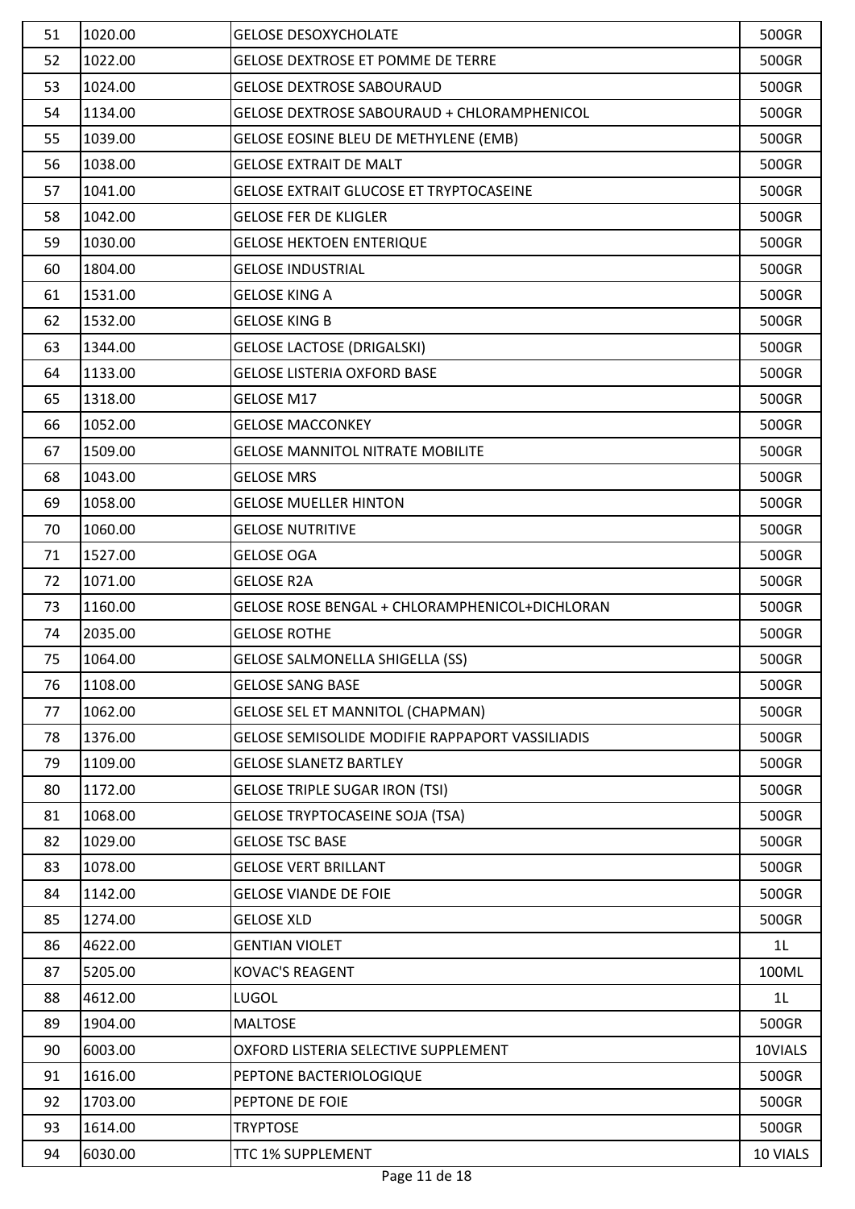| | | | |
|---|---|---|---|
| 51 | 1020.00 | GELOSE DESOXYCHOLATE | 500GR |
| 52 | 1022.00 | GELOSE DEXTROSE ET POMME DE TERRE | 500GR |
| 53 | 1024.00 | GELOSE DEXTROSE SABOURAUD | 500GR |
| 54 | 1134.00 | GELOSE DEXTROSE SABOURAUD + CHLORAMPHENICOL | 500GR |
| 55 | 1039.00 | GELOSE EOSINE BLEU DE METHYLENE (EMB) | 500GR |
| 56 | 1038.00 | GELOSE EXTRAIT DE MALT | 500GR |
| 57 | 1041.00 | GELOSE EXTRAIT GLUCOSE ET TRYPTOCASEINE | 500GR |
| 58 | 1042.00 | GELOSE FER DE KLIGLER | 500GR |
| 59 | 1030.00 | GELOSE HEKTOEN ENTERIQUE | 500GR |
| 60 | 1804.00 | GELOSE INDUSTRIAL | 500GR |
| 61 | 1531.00 | GELOSE KING A | 500GR |
| 62 | 1532.00 | GELOSE KING B | 500GR |
| 63 | 1344.00 | GELOSE LACTOSE (DRIGALSKI) | 500GR |
| 64 | 1133.00 | GELOSE LISTERIA OXFORD BASE | 500GR |
| 65 | 1318.00 | GELOSE M17 | 500GR |
| 66 | 1052.00 | GELOSE MACCONKEY | 500GR |
| 67 | 1509.00 | GELOSE MANNITOL NITRATE MOBILITE | 500GR |
| 68 | 1043.00 | GELOSE MRS | 500GR |
| 69 | 1058.00 | GELOSE MUELLER HINTON | 500GR |
| 70 | 1060.00 | GELOSE NUTRITIVE | 500GR |
| 71 | 1527.00 | GELOSE OGA | 500GR |
| 72 | 1071.00 | GELOSE R2A | 500GR |
| 73 | 1160.00 | GELOSE ROSE BENGAL + CHLORAMPHENICOL+DICHLORAN | 500GR |
| 74 | 2035.00 | GELOSE ROTHE | 500GR |
| 75 | 1064.00 | GELOSE SALMONELLA SHIGELLA (SS) | 500GR |
| 76 | 1108.00 | GELOSE SANG BASE | 500GR |
| 77 | 1062.00 | GELOSE SEL ET MANNITOL (CHAPMAN) | 500GR |
| 78 | 1376.00 | GELOSE SEMISOLIDE MODIFIE RAPPAPORT VASSILIADIS | 500GR |
| 79 | 1109.00 | GELOSE SLANETZ BARTLEY | 500GR |
| 80 | 1172.00 | GELOSE TRIPLE SUGAR IRON (TSI) | 500GR |
| 81 | 1068.00 | GELOSE TRYPTOCASEINE SOJA (TSA) | 500GR |
| 82 | 1029.00 | GELOSE TSC BASE | 500GR |
| 83 | 1078.00 | GELOSE VERT BRILLANT | 500GR |
| 84 | 1142.00 | GELOSE VIANDE DE FOIE | 500GR |
| 85 | 1274.00 | GELOSE XLD | 500GR |
| 86 | 4622.00 | GENTIAN VIOLET | 1L |
| 87 | 5205.00 | KOVAC'S REAGENT | 100ML |
| 88 | 4612.00 | LUGOL | 1L |
| 89 | 1904.00 | MALTOSE | 500GR |
| 90 | 6003.00 | OXFORD LISTERIA SELECTIVE SUPPLEMENT | 10VIALS |
| 91 | 1616.00 | PEPTONE BACTERIOLOGIQUE | 500GR |
| 92 | 1703.00 | PEPTONE DE FOIE | 500GR |
| 93 | 1614.00 | TRYPTOSE | 500GR |
| 94 | 6030.00 | TTC 1% SUPPLEMENT | 10 VIALS |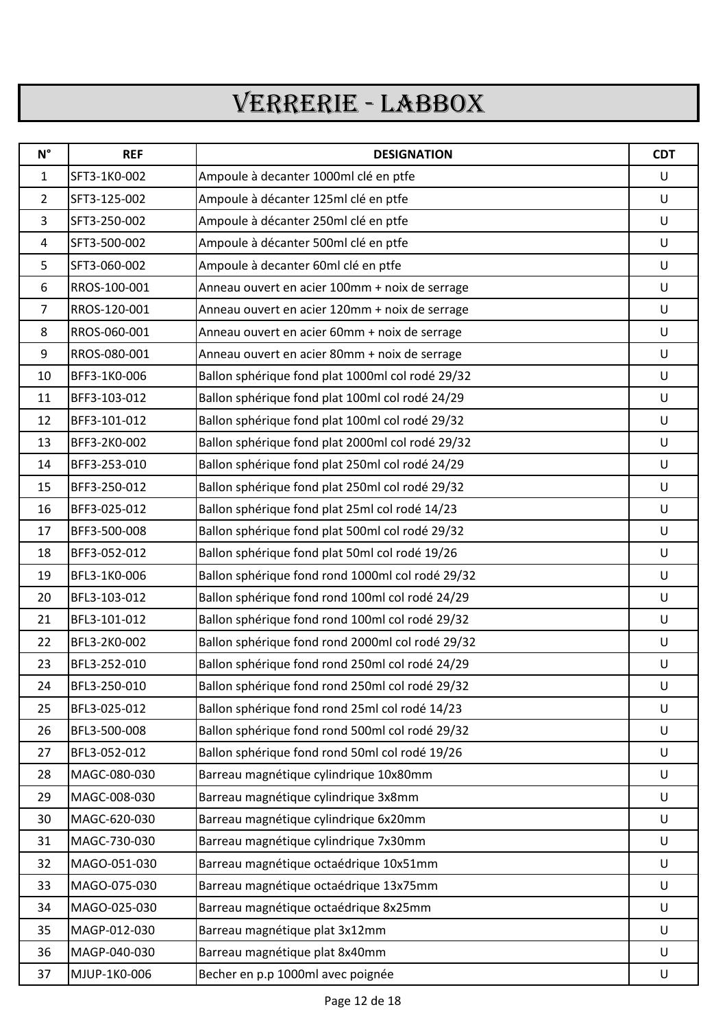# VERRERIE - LABBOX

| N° | REF | DESIGNATION | CDT |
|---|---|---|---|
| 1 | SFT3-1K0-002 | Ampoule à decanter 1000ml clé en ptfe | U |
| 2 | SFT3-125-002 | Ampoule à décanter 125ml clé en ptfe | U |
| 3 | SFT3-250-002 | Ampoule à décanter 250ml clé en ptfe | U |
| 4 | SFT3-500-002 | Ampoule à décanter 500ml clé en ptfe | U |
| 5 | SFT3-060-002 | Ampoule à decanter 60ml clé en ptfe | U |
| 6 | RROS-100-001 | Anneau ouvert en acier 100mm + noix de serrage | U |
| 7 | RROS-120-001 | Anneau ouvert en acier 120mm + noix de serrage | U |
| 8 | RROS-060-001 | Anneau ouvert en acier 60mm + noix de serrage | U |
| 9 | RROS-080-001 | Anneau ouvert en acier 80mm + noix de serrage | U |
| 10 | BFF3-1K0-006 | Ballon sphérique fond plat 1000ml col rodé 29/32 | U |
| 11 | BFF3-103-012 | Ballon sphérique fond plat 100ml col rodé 24/29 | U |
| 12 | BFF3-101-012 | Ballon sphérique fond plat 100ml col rodé 29/32 | U |
| 13 | BFF3-2K0-002 | Ballon sphérique fond plat 2000ml col rodé 29/32 | U |
| 14 | BFF3-253-010 | Ballon sphérique fond plat 250ml col rodé 24/29 | U |
| 15 | BFF3-250-012 | Ballon sphérique fond plat 250ml col rodé 29/32 | U |
| 16 | BFF3-025-012 | Ballon sphérique fond plat 25ml col rodé 14/23 | U |
| 17 | BFF3-500-008 | Ballon sphérique fond plat 500ml col rodé 29/32 | U |
| 18 | BFF3-052-012 | Ballon sphérique fond plat 50ml col rodé 19/26 | U |
| 19 | BFL3-1K0-006 | Ballon sphérique fond rond 1000ml col rodé 29/32 | U |
| 20 | BFL3-103-012 | Ballon sphérique fond rond 100ml col rodé 24/29 | U |
| 21 | BFL3-101-012 | Ballon sphérique fond rond 100ml col rodé 29/32 | U |
| 22 | BFL3-2K0-002 | Ballon sphérique fond rond 2000ml col rodé 29/32 | U |
| 23 | BFL3-252-010 | Ballon sphérique fond rond 250ml col rodé 24/29 | U |
| 24 | BFL3-250-010 | Ballon sphérique fond rond 250ml col rodé 29/32 | U |
| 25 | BFL3-025-012 | Ballon sphérique fond rond 25ml col rodé 14/23 | U |
| 26 | BFL3-500-008 | Ballon sphérique fond rond 500ml col rodé 29/32 | U |
| 27 | BFL3-052-012 | Ballon sphérique fond rond 50ml col rodé 19/26 | U |
| 28 | MAGC-080-030 | Barreau magnétique cylindrique 10x80mm | U |
| 29 | MAGC-008-030 | Barreau magnétique cylindrique 3x8mm | U |
| 30 | MAGC-620-030 | Barreau magnétique cylindrique 6x20mm | U |
| 31 | MAGC-730-030 | Barreau magnétique cylindrique 7x30mm | U |
| 32 | MAGO-051-030 | Barreau magnétique octaédrique 10x51mm | U |
| 33 | MAGO-075-030 | Barreau magnétique octaédrique 13x75mm | U |
| 34 | MAGO-025-030 | Barreau magnétique octaédrique 8x25mm | U |
| 35 | MAGP-012-030 | Barreau magnétique plat 3x12mm | U |
| 36 | MAGP-040-030 | Barreau magnétique plat 8x40mm | U |
| 37 | MJUP-1K0-006 | Becher en p.p 1000ml avec poignée | U |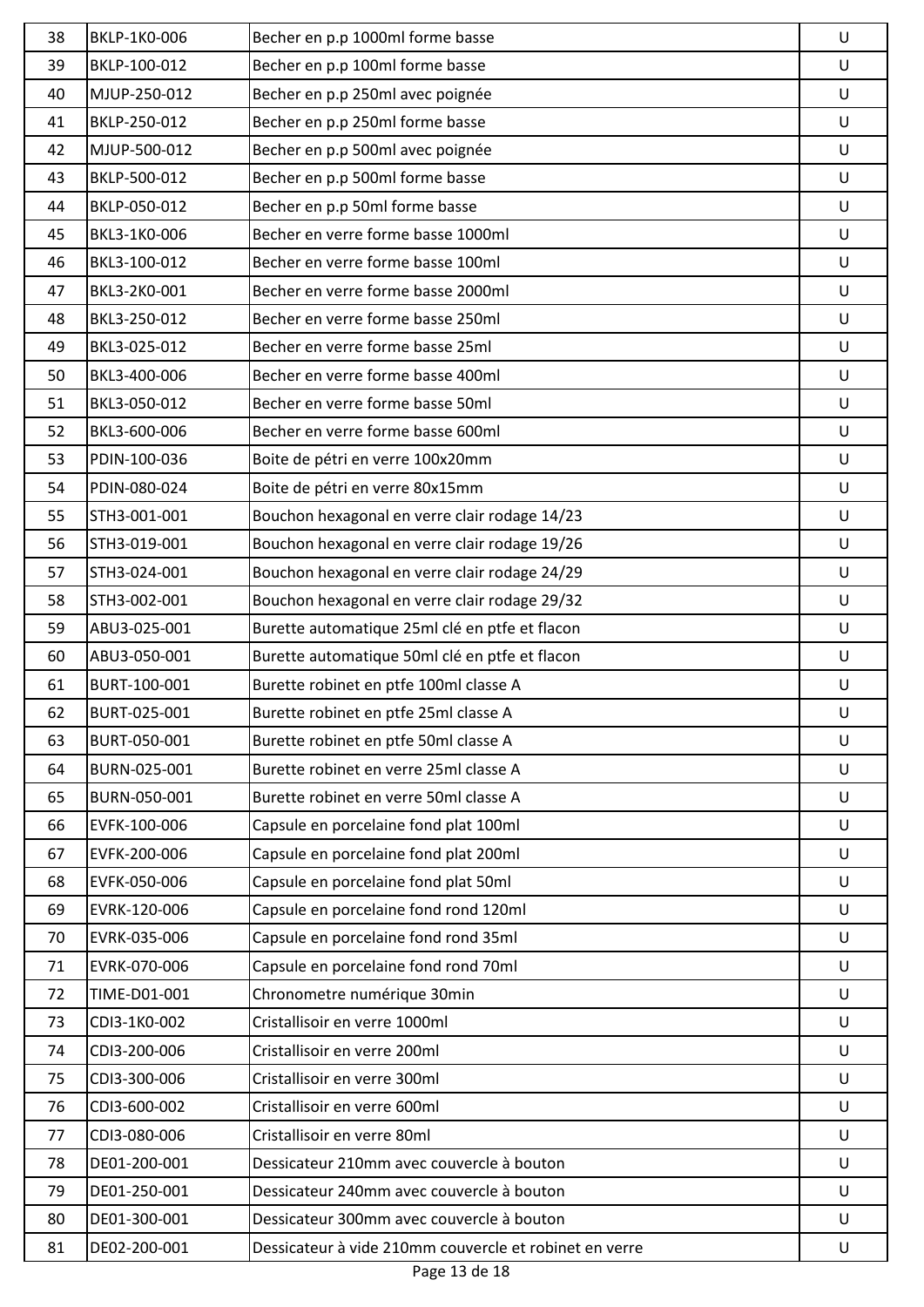| 38 | BKLP-1K0-006 | Becher en p.p 1000ml forme basse | U |
|---|---|---|---|
| 39 | BKLP-100-012 | Becher en p.p 100ml forme basse | U |
| 40 | MJUP-250-012 | Becher en p.p 250ml avec poignée | U |
| 41 | BKLP-250-012 | Becher en p.p 250ml forme basse | U |
| 42 | MJUP-500-012 | Becher en p.p 500ml avec poignée | U |
| 43 | BKLP-500-012 | Becher en p.p 500ml forme basse | U |
| 44 | BKLP-050-012 | Becher en p.p 50ml forme basse | U |
| 45 | BKL3-1K0-006 | Becher en verre forme basse 1000ml | U |
| 46 | BKL3-100-012 | Becher en verre forme basse 100ml | U |
| 47 | BKL3-2K0-001 | Becher en verre forme basse 2000ml | U |
| 48 | BKL3-250-012 | Becher en verre forme basse 250ml | U |
| 49 | BKL3-025-012 | Becher en verre forme basse 25ml | U |
| 50 | BKL3-400-006 | Becher en verre forme basse 400ml | U |
| 51 | BKL3-050-012 | Becher en verre forme basse 50ml | U |
| 52 | BKL3-600-006 | Becher en verre forme basse 600ml | U |
| 53 | PDIN-100-036 | Boite de pétri en verre 100x20mm | U |
| 54 | PDIN-080-024 | Boite de pétri en verre 80x15mm | U |
| 55 | STH3-001-001 | Bouchon hexagonal en verre clair rodage 14/23 | U |
| 56 | STH3-019-001 | Bouchon hexagonal en verre clair rodage 19/26 | U |
| 57 | STH3-024-001 | Bouchon hexagonal en verre clair rodage 24/29 | U |
| 58 | STH3-002-001 | Bouchon hexagonal en verre clair rodage 29/32 | U |
| 59 | ABU3-025-001 | Burette automatique 25ml clé en ptfe et flacon | U |
| 60 | ABU3-050-001 | Burette automatique 50ml clé en ptfe et flacon | U |
| 61 | BURT-100-001 | Burette robinet en ptfe 100ml classe A | U |
| 62 | BURT-025-001 | Burette robinet en ptfe 25ml classe A | U |
| 63 | BURT-050-001 | Burette robinet en ptfe 50ml classe A | U |
| 64 | BURN-025-001 | Burette robinet en verre 25ml classe A | U |
| 65 | BURN-050-001 | Burette robinet en verre 50ml classe A | U |
| 66 | EVFK-100-006 | Capsule en porcelaine fond plat 100ml | U |
| 67 | EVFK-200-006 | Capsule en porcelaine fond plat 200ml | U |
| 68 | EVFK-050-006 | Capsule en porcelaine fond plat 50ml | U |
| 69 | EVRK-120-006 | Capsule en porcelaine fond rond 120ml | U |
| 70 | EVRK-035-006 | Capsule en porcelaine fond rond 35ml | U |
| 71 | EVRK-070-006 | Capsule en porcelaine fond rond 70ml | U |
| 72 | TIME-D01-001 | Chronometre numérique 30min | U |
| 73 | CDI3-1K0-002 | Cristallisoir en verre 1000ml | U |
| 74 | CDI3-200-006 | Cristallisoir en verre 200ml | U |
| 75 | CDI3-300-006 | Cristallisoir en verre 300ml | U |
| 76 | CDI3-600-002 | Cristallisoir en verre 600ml | U |
| 77 | CDI3-080-006 | Cristallisoir en verre 80ml | U |
| 78 | DE01-200-001 | Dessicateur 210mm avec couvercle à bouton | U |
| 79 | DE01-250-001 | Dessicateur 240mm avec couvercle à bouton | U |
| 80 | DE01-300-001 | Dessicateur 300mm avec couvercle à bouton | U |
| 81 | DE02-200-001 | Dessicateur à vide 210mm couvercle et robinet en verre | U |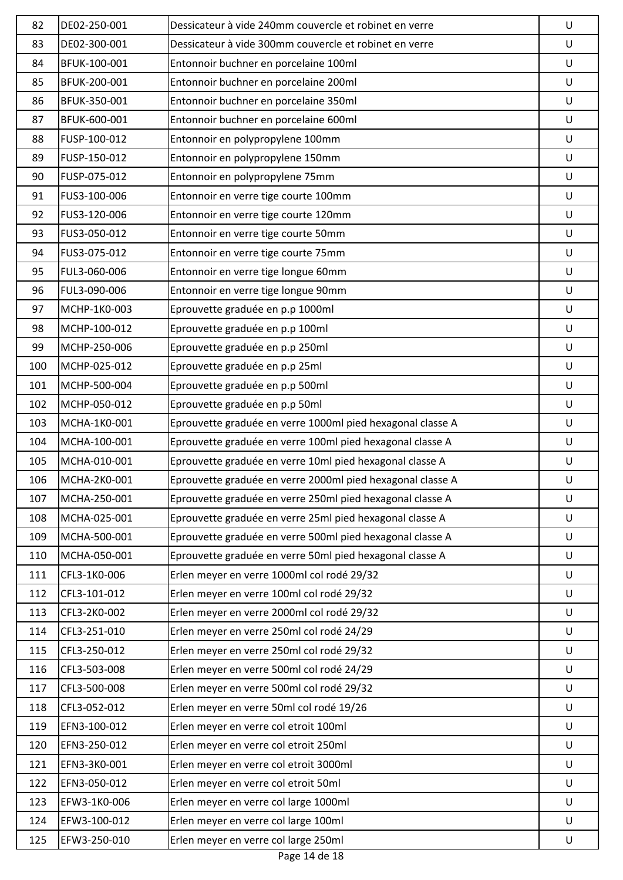| 82 | DE02-250-001 | Dessicateur à vide 240mm couvercle et robinet en verre | U |
|---|---|---|---|
| 83 | DE02-300-001 | Dessicateur à vide 300mm couvercle et robinet en verre | U |
| 84 | BFUK-100-001 | Entonnoir buchner en porcelaine 100ml | U |
| 85 | BFUK-200-001 | Entonnoir buchner en porcelaine 200ml | U |
| 86 | BFUK-350-001 | Entonnoir buchner en porcelaine 350ml | U |
| 87 | BFUK-600-001 | Entonnoir buchner en porcelaine 600ml | U |
| 88 | FUSP-100-012 | Entonnoir en polypropylene 100mm | U |
| 89 | FUSP-150-012 | Entonnoir en polypropylene 150mm | U |
| 90 | FUSP-075-012 | Entonnoir en polypropylene 75mm | U |
| 91 | FUS3-100-006 | Entonnoir en verre tige courte 100mm | U |
| 92 | FUS3-120-006 | Entonnoir en verre tige courte 120mm | U |
| 93 | FUS3-050-012 | Entonnoir en verre tige courte 50mm | U |
| 94 | FUS3-075-012 | Entonnoir en verre tige courte 75mm | U |
| 95 | FUL3-060-006 | Entonnoir en verre tige longue 60mm | U |
| 96 | FUL3-090-006 | Entonnoir en verre tige longue 90mm | U |
| 97 | MCHP-1K0-003 | Eprouvette graduée en p.p 1000ml | U |
| 98 | MCHP-100-012 | Eprouvette graduée en p.p 100ml | U |
| 99 | MCHP-250-006 | Eprouvette graduée en p.p 250ml | U |
| 100 | MCHP-025-012 | Eprouvette graduée en p.p 25ml | U |
| 101 | MCHP-500-004 | Eprouvette graduée en p.p 500ml | U |
| 102 | MCHP-050-012 | Eprouvette graduée en p.p 50ml | U |
| 103 | MCHA-1K0-001 | Eprouvette graduée en verre 1000ml pied hexagonal classe A | U |
| 104 | MCHA-100-001 | Eprouvette graduée en verre 100ml pied hexagonal classe A | U |
| 105 | MCHA-010-001 | Eprouvette graduée en verre 10ml pied hexagonal classe A | U |
| 106 | MCHA-2K0-001 | Eprouvette graduée en verre 2000ml pied hexagonal classe A | U |
| 107 | MCHA-250-001 | Eprouvette graduée en verre 250ml pied hexagonal classe A | U |
| 108 | MCHA-025-001 | Eprouvette graduée en verre 25ml pied hexagonal classe A | U |
| 109 | MCHA-500-001 | Eprouvette graduée en verre 500ml pied hexagonal classe A | U |
| 110 | MCHA-050-001 | Eprouvette graduée en verre 50ml pied hexagonal classe A | U |
| 111 | CFL3-1K0-006 | Erlen meyer en verre 1000ml col rodé 29/32 | U |
| 112 | CFL3-101-012 | Erlen meyer en verre 100ml col rodé 29/32 | U |
| 113 | CFL3-2K0-002 | Erlen meyer en verre 2000ml col rodé 29/32 | U |
| 114 | CFL3-251-010 | Erlen meyer en verre 250ml col rodé 24/29 | U |
| 115 | CFL3-250-012 | Erlen meyer en verre 250ml col rodé 29/32 | U |
| 116 | CFL3-503-008 | Erlen meyer en verre 500ml col rodé 24/29 | U |
| 117 | CFL3-500-008 | Erlen meyer en verre 500ml col rodé 29/32 | U |
| 118 | CFL3-052-012 | Erlen meyer en verre 50ml col rodé 19/26 | U |
| 119 | EFN3-100-012 | Erlen meyer en verre col etroit 100ml | U |
| 120 | EFN3-250-012 | Erlen meyer en verre col etroit 250ml | U |
| 121 | EFN3-3K0-001 | Erlen meyer en verre col etroit 3000ml | U |
| 122 | EFN3-050-012 | Erlen meyer en verre col etroit 50ml | U |
| 123 | EFW3-1K0-006 | Erlen meyer en verre col large 1000ml | U |
| 124 | EFW3-100-012 | Erlen meyer en verre col large 100ml | U |
| 125 | EFW3-250-010 | Erlen meyer en verre col large 250ml | U |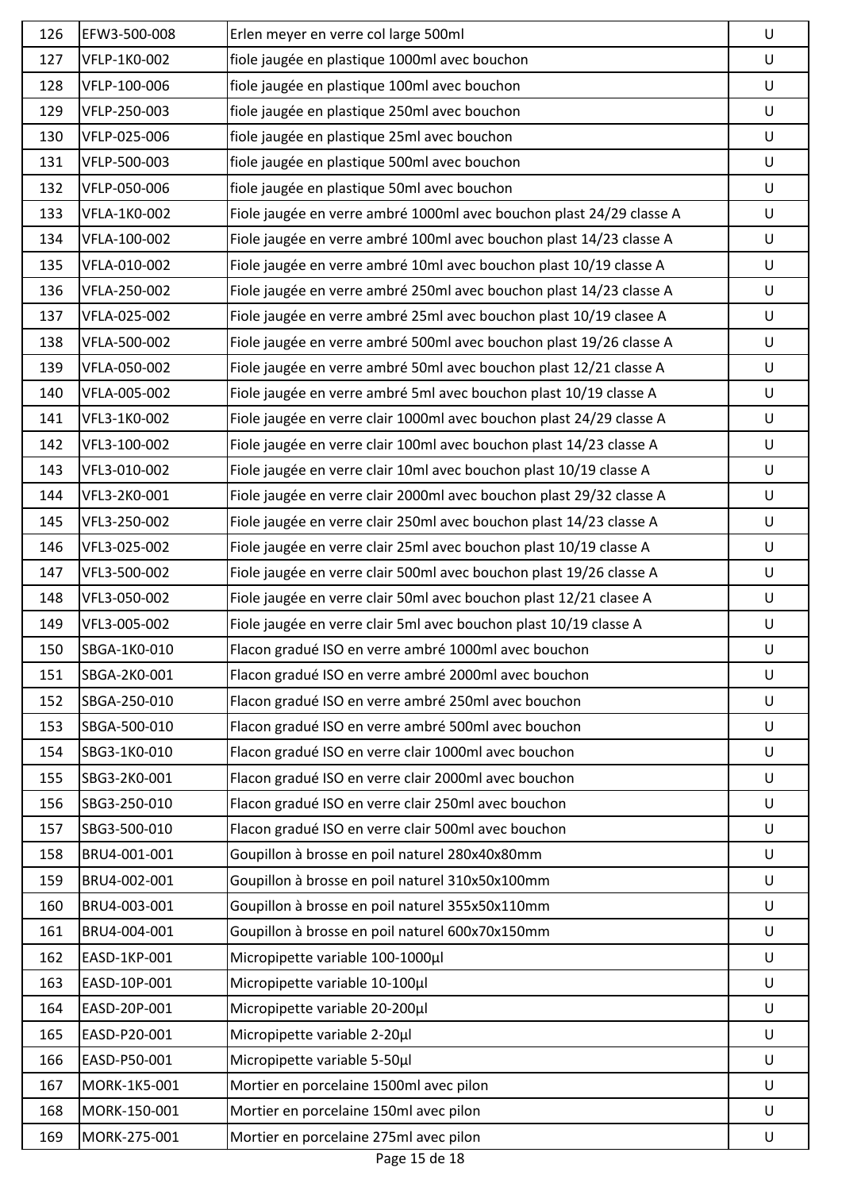| 126 | EFW3-500-008 | Erlen meyer en verre col large 500ml | U |
|---|---|---|---|
| 127 | VFLP-1K0-002 | fiole jaugée en plastique 1000ml avec bouchon | U |
| 128 | VFLP-100-006 | fiole jaugée en plastique 100ml avec bouchon | U |
| 129 | VFLP-250-003 | fiole jaugée en plastique 250ml avec bouchon | U |
| 130 | VFLP-025-006 | fiole jaugée en plastique 25ml avec bouchon | U |
| 131 | VFLP-500-003 | fiole jaugée en plastique 500ml avec bouchon | U |
| 132 | VFLP-050-006 | fiole jaugée en plastique 50ml avec bouchon | U |
| 133 | VFLA-1K0-002 | Fiole jaugée en verre ambré 1000ml avec bouchon plast 24/29 classe A | U |
| 134 | VFLA-100-002 | Fiole jaugée en verre ambré 100ml avec bouchon plast 14/23 classe A | U |
| 135 | VFLA-010-002 | Fiole jaugée en verre ambré 10ml avec bouchon plast 10/19 classe A | U |
| 136 | VFLA-250-002 | Fiole jaugée en verre ambré 250ml avec bouchon plast 14/23 classe A | U |
| 137 | VFLA-025-002 | Fiole jaugée en verre ambré 25ml avec bouchon plast 10/19 clasee A | U |
| 138 | VFLA-500-002 | Fiole jaugée en verre ambré 500ml avec bouchon plast 19/26 classe A | U |
| 139 | VFLA-050-002 | Fiole jaugée en verre ambré 50ml avec bouchon plast 12/21 classe A | U |
| 140 | VFLA-005-002 | Fiole jaugée en verre ambré 5ml avec bouchon plast 10/19 classe A | U |
| 141 | VFL3-1K0-002 | Fiole jaugée en verre clair 1000ml avec bouchon plast 24/29 classe A | U |
| 142 | VFL3-100-002 | Fiole jaugée en verre clair 100ml avec bouchon plast 14/23 classe A | U |
| 143 | VFL3-010-002 | Fiole jaugée en verre clair 10ml avec bouchon plast 10/19 classe A | U |
| 144 | VFL3-2K0-001 | Fiole jaugée en verre clair 2000ml avec bouchon plast 29/32 classe A | U |
| 145 | VFL3-250-002 | Fiole jaugée en verre clair 250ml avec bouchon plast 14/23 classe A | U |
| 146 | VFL3-025-002 | Fiole jaugée en verre clair 25ml avec bouchon plast 10/19 classe A | U |
| 147 | VFL3-500-002 | Fiole jaugée en verre clair 500ml avec bouchon plast 19/26 classe A | U |
| 148 | VFL3-050-002 | Fiole jaugée en verre clair 50ml avec bouchon plast 12/21 clasee A | U |
| 149 | VFL3-005-002 | Fiole jaugée en verre clair 5ml avec bouchon plast 10/19 classe A | U |
| 150 | SBGA-1K0-010 | Flacon gradué ISO en verre ambré 1000ml avec bouchon | U |
| 151 | SBGA-2K0-001 | Flacon gradué ISO en verre ambré 2000ml avec bouchon | U |
| 152 | SBGA-250-010 | Flacon gradué ISO en verre ambré 250ml avec bouchon | U |
| 153 | SBGA-500-010 | Flacon gradué ISO en verre ambré 500ml avec bouchon | U |
| 154 | SBG3-1K0-010 | Flacon gradué ISO en verre clair 1000ml avec bouchon | U |
| 155 | SBG3-2K0-001 | Flacon gradué ISO en verre clair 2000ml avec bouchon | U |
| 156 | SBG3-250-010 | Flacon gradué ISO en verre clair 250ml avec bouchon | U |
| 157 | SBG3-500-010 | Flacon gradué ISO en verre clair 500ml avec bouchon | U |
| 158 | BRU4-001-001 | Goupillon à brosse en poil naturel 280x40x80mm | U |
| 159 | BRU4-002-001 | Goupillon à brosse en poil naturel 310x50x100mm | U |
| 160 | BRU4-003-001 | Goupillon à brosse en poil naturel 355x50x110mm | U |
| 161 | BRU4-004-001 | Goupillon à brosse en poil naturel 600x70x150mm | U |
| 162 | EASD-1KP-001 | Micropipette variable 100-1000µl | U |
| 163 | EASD-10P-001 | Micropipette variable 10-100µl | U |
| 164 | EASD-20P-001 | Micropipette variable 20-200µl | U |
| 165 | EASD-P20-001 | Micropipette variable 2-20µl | U |
| 166 | EASD-P50-001 | Micropipette variable 5-50µl | U |
| 167 | MORK-1K5-001 | Mortier en porcelaine 1500ml avec pilon | U |
| 168 | MORK-150-001 | Mortier en porcelaine 150ml avec pilon | U |
| 169 | MORK-275-001 | Mortier en porcelaine 275ml avec pilon | U |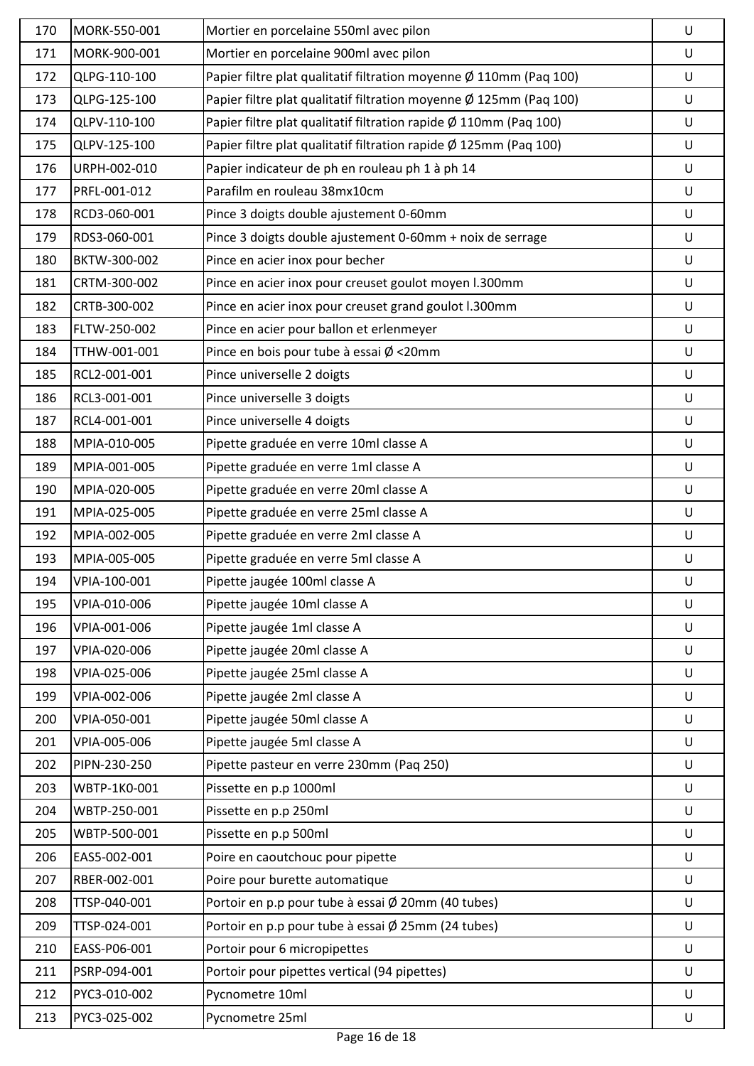| 170 | MORK-550-001 | Mortier en porcelaine 550ml avec pilon | U |
|---|---|---|---|
| 171 | MORK-900-001 | Mortier en porcelaine 900ml avec pilon | U |
| 172 | QLPG-110-100 | Papier filtre plat qualitatif filtration moyenne Ø 110mm (Paq 100) | U |
| 173 | QLPG-125-100 | Papier filtre plat qualitatif filtration moyenne Ø 125mm (Paq 100) | U |
| 174 | QLPV-110-100 | Papier filtre plat qualitatif filtration rapide Ø 110mm (Paq 100) | U |
| 175 | QLPV-125-100 | Papier filtre plat qualitatif filtration rapide Ø 125mm (Paq 100) | U |
| 176 | URPH-002-010 | Papier indicateur de ph en rouleau ph 1 à ph 14 | U |
| 177 | PRFL-001-012 | Parafilm en rouleau 38mx10cm | U |
| 178 | RCD3-060-001 | Pince 3 doigts double ajustement 0-60mm | U |
| 179 | RDS3-060-001 | Pince 3 doigts double ajustement 0-60mm + noix de serrage | U |
| 180 | BKTW-300-002 | Pince en acier inox pour becher | U |
| 181 | CRTM-300-002 | Pince en acier inox pour creuset goulot moyen l.300mm | U |
| 182 | CRTB-300-002 | Pince en acier inox pour creuset grand goulot l.300mm | U |
| 183 | FLTW-250-002 | Pince en acier pour ballon et erlenmeyer | U |
| 184 | TTHW-001-001 | Pince en bois pour tube à essai Ø <20mm | U |
| 185 | RCL2-001-001 | Pince universelle 2 doigts | U |
| 186 | RCL3-001-001 | Pince universelle 3 doigts | U |
| 187 | RCL4-001-001 | Pince universelle 4 doigts | U |
| 188 | MPIA-010-005 | Pipette graduée en verre 10ml classe A | U |
| 189 | MPIA-001-005 | Pipette graduée en verre 1ml classe A | U |
| 190 | MPIA-020-005 | Pipette graduée en verre 20ml classe A | U |
| 191 | MPIA-025-005 | Pipette graduée en verre 25ml classe A | U |
| 192 | MPIA-002-005 | Pipette graduée en verre 2ml classe A | U |
| 193 | MPIA-005-005 | Pipette graduée en verre 5ml classe A | U |
| 194 | VPIA-100-001 | Pipette jaugée 100ml classe A | U |
| 195 | VPIA-010-006 | Pipette jaugée 10ml classe A | U |
| 196 | VPIA-001-006 | Pipette jaugée 1ml classe A | U |
| 197 | VPIA-020-006 | Pipette jaugée 20ml classe A | U |
| 198 | VPIA-025-006 | Pipette jaugée 25ml classe A | U |
| 199 | VPIA-002-006 | Pipette jaugée 2ml classe A | U |
| 200 | VPIA-050-001 | Pipette jaugée 50ml classe A | U |
| 201 | VPIA-005-006 | Pipette jaugée 5ml classe A | U |
| 202 | PIPN-230-250 | Pipette pasteur en verre 230mm (Paq 250) | U |
| 203 | WBTP-1K0-001 | Pissette en p.p 1000ml | U |
| 204 | WBTP-250-001 | Pissette en p.p 250ml | U |
| 205 | WBTP-500-001 | Pissette en p.p 500ml | U |
| 206 | EAS5-002-001 | Poire en caoutchouc pour pipette | U |
| 207 | RBER-002-001 | Poire pour burette automatique | U |
| 208 | TTSP-040-001 | Portoir en p.p pour tube à essai Ø 20mm (40 tubes) | U |
| 209 | TTSP-024-001 | Portoir en p.p pour tube à essai Ø 25mm (24 tubes) | U |
| 210 | EASS-P06-001 | Portoir pour 6 micropipettes | U |
| 211 | PSRP-094-001 | Portoir pour pipettes vertical (94 pipettes) | U |
| 212 | PYC3-010-002 | Pycnometre 10ml | U |
| 213 | PYC3-025-002 | Pycnometre 25ml | U |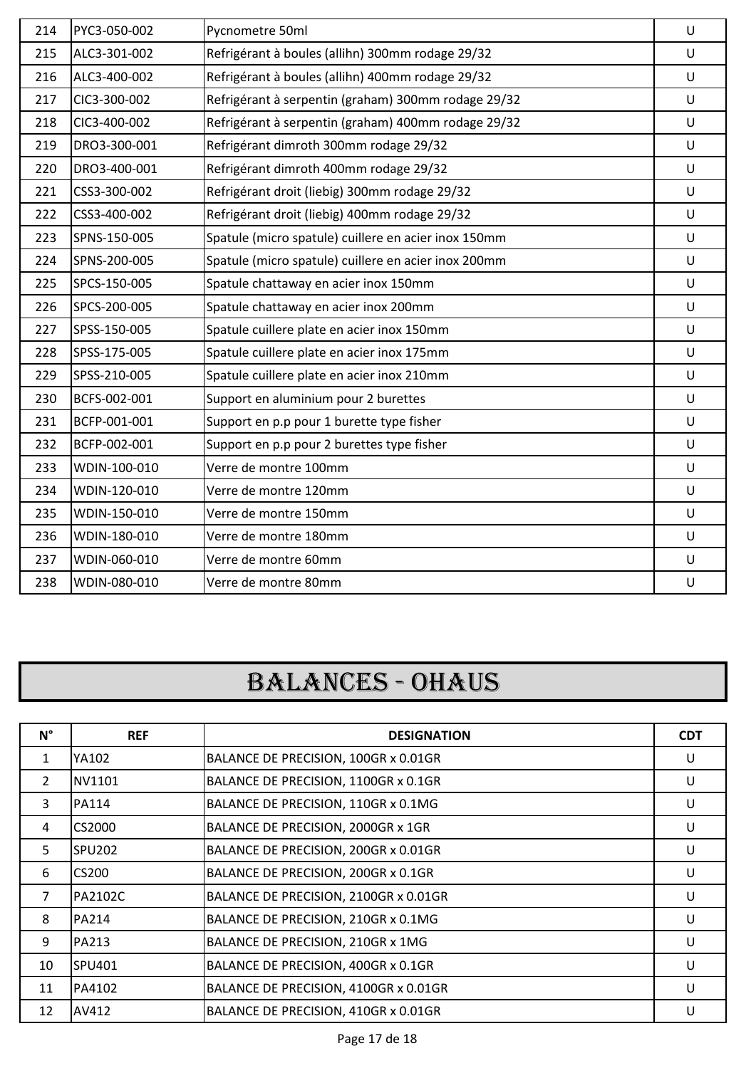| | | | |
|---|---|---|---|
| 214 | PYC3-050-002 | Pycnometre 50ml | U |
| 215 | ALC3-301-002 | Refrigérant à boules (allihn) 300mm rodage 29/32 | U |
| 216 | ALC3-400-002 | Refrigérant à boules (allihn) 400mm rodage 29/32 | U |
| 217 | CIC3-300-002 | Refrigérant à serpentin (graham) 300mm rodage 29/32 | U |
| 218 | CIC3-400-002 | Refrigérant à serpentin (graham) 400mm rodage 29/32 | U |
| 219 | DRO3-300-001 | Refrigérant dimroth 300mm rodage 29/32 | U |
| 220 | DRO3-400-001 | Refrigérant dimroth 400mm rodage 29/32 | U |
| 221 | CSS3-300-002 | Refrigérant droit (liebig) 300mm rodage 29/32 | U |
| 222 | CSS3-400-002 | Refrigérant droit (liebig) 400mm rodage 29/32 | U |
| 223 | SPNS-150-005 | Spatule (micro spatule) cuillere en acier inox 150mm | U |
| 224 | SPNS-200-005 | Spatule (micro spatule) cuillere en acier inox 200mm | U |
| 225 | SPCS-150-005 | Spatule chattaway en acier inox 150mm | U |
| 226 | SPCS-200-005 | Spatule chattaway en acier inox 200mm | U |
| 227 | SPSS-150-005 | Spatule cuillere plate en acier inox 150mm | U |
| 228 | SPSS-175-005 | Spatule cuillere plate en acier inox 175mm | U |
| 229 | SPSS-210-005 | Spatule cuillere plate en acier inox 210mm | U |
| 230 | BCFS-002-001 | Support en aluminium pour 2 burettes | U |
| 231 | BCFP-001-001 | Support en p.p pour 1 burette type fisher | U |
| 232 | BCFP-002-001 | Support en p.p pour 2 burettes type fisher | U |
| 233 | WDIN-100-010 | Verre de montre 100mm | U |
| 234 | WDIN-120-010 | Verre de montre 120mm | U |
| 235 | WDIN-150-010 | Verre de montre 150mm | U |
| 236 | WDIN-180-010 | Verre de montre 180mm | U |
| 237 | WDIN-060-010 | Verre de montre 60mm | U |
| 238 | WDIN-080-010 | Verre de montre 80mm | U |

# BALANCES - OHAUS

| N° | REF | DESIGNATION | CDT |
|---|---|---|---|
| 1 | YA102 | BALANCE DE PRECISION, 100GR x 0.01GR | U |
| 2 | NV1101 | BALANCE DE PRECISION, 1100GR x 0.1GR | U |
| 3 | PA114 | BALANCE DE PRECISION, 110GR x 0.1MG | U |
| 4 | CS2000 | BALANCE DE PRECISION, 2000GR x 1GR | U |
| 5 | SPU202 | BALANCE DE PRECISION, 200GR x 0.01GR | U |
| 6 | CS200 | BALANCE DE PRECISION, 200GR x 0.1GR | U |
| 7 | PA2102C | BALANCE DE PRECISION, 2100GR x 0.01GR | U |
| 8 | PA214 | BALANCE DE PRECISION, 210GR x 0.1MG | U |
| 9 | PA213 | BALANCE DE PRECISION, 210GR x 1MG | U |
| 10 | SPU401 | BALANCE DE PRECISION, 400GR x 0.1GR | U |
| 11 | PA4102 | BALANCE DE PRECISION, 4100GR x 0.01GR | U |
| 12 | AV412 | BALANCE DE PRECISION, 410GR x 0.01GR | U |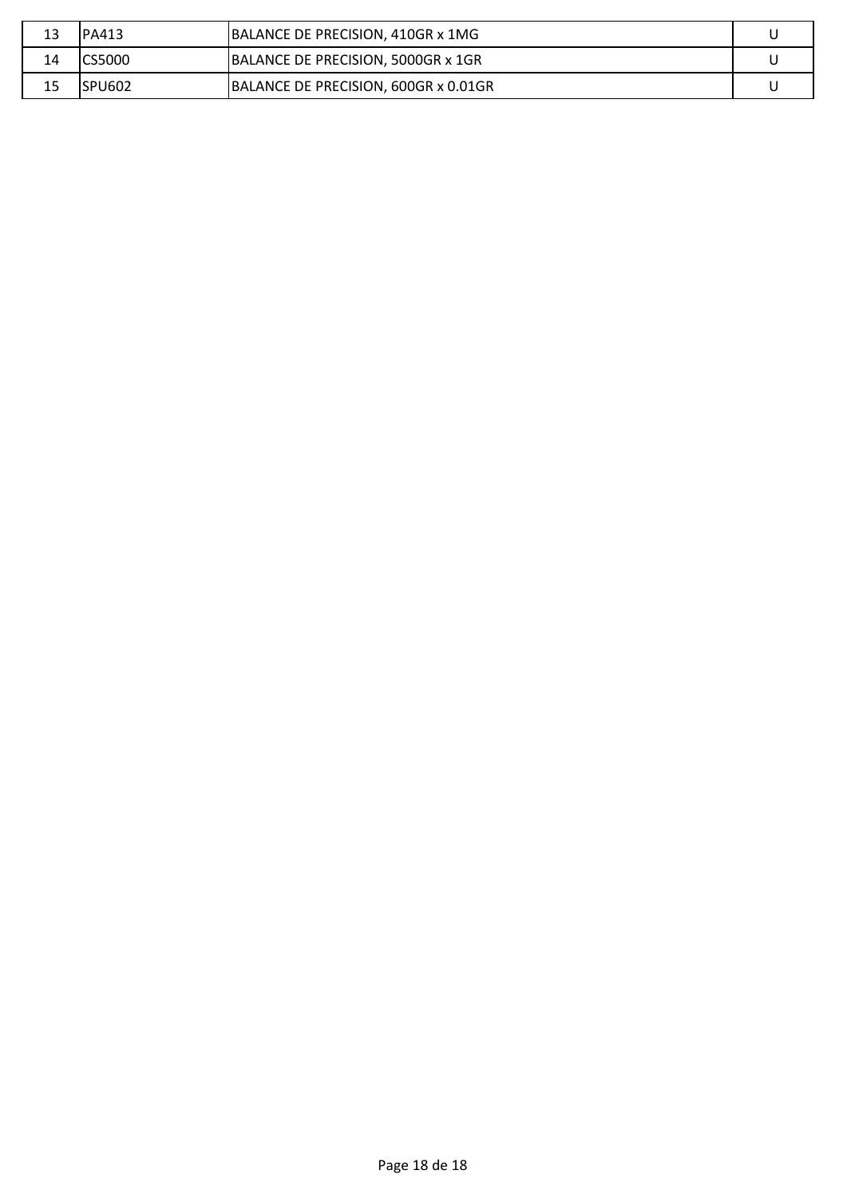| | | | |
|---|---|---|---|
| 13 | PA413 | BALANCE DE PRECISION, 410GR x 1MG | U |
| 14 | CS5000 | BALANCE DE PRECISION, 5000GR x 1GR | U |
| 15 | SPU602 | BALANCE DE PRECISION, 600GR x 0.01GR | U |